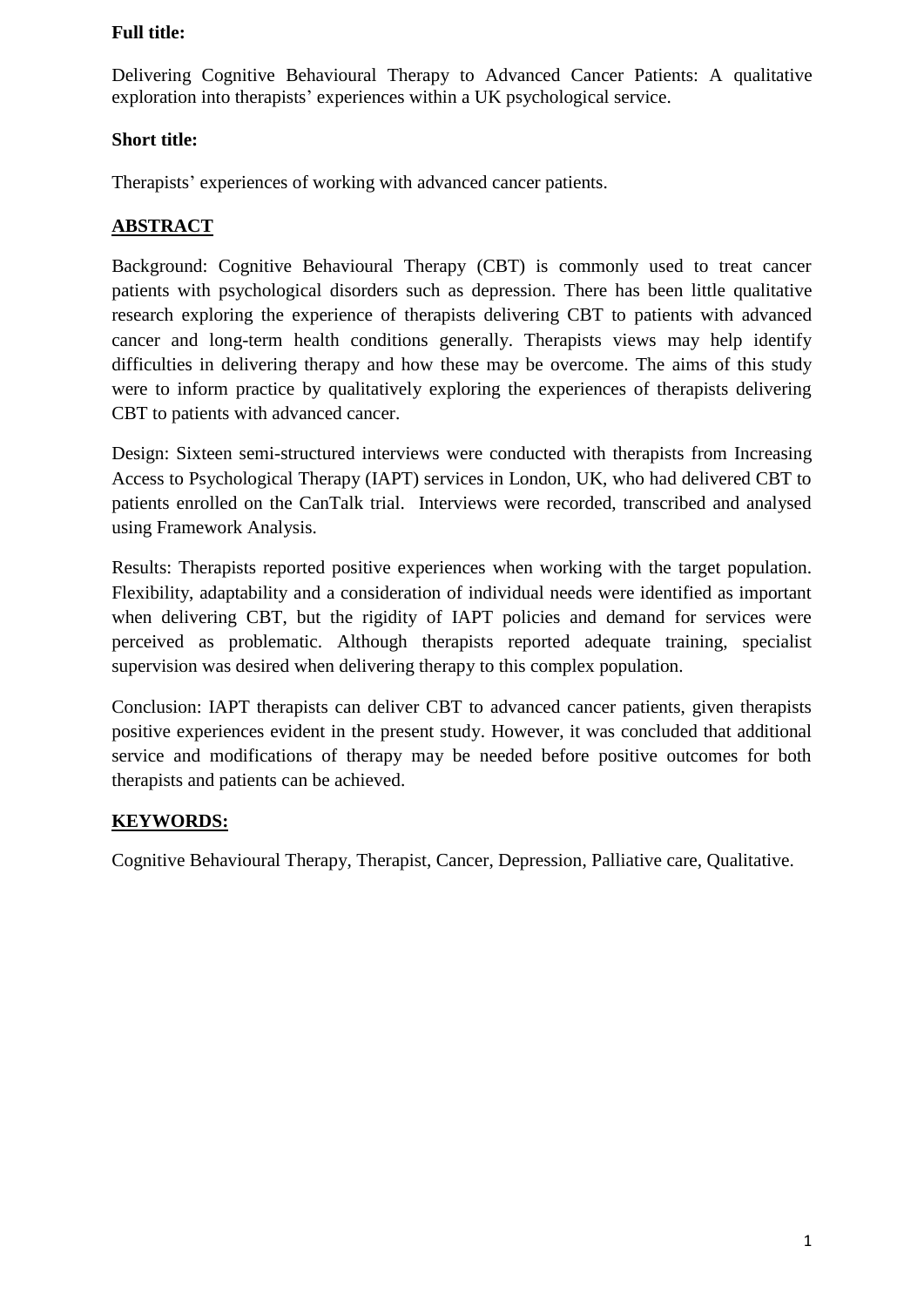**Full title:**

Delivering Cognitive Behavioural Therapy to Advanced Cancer Patients: A qualitative exploration into therapists' experiences within a UK psychological service.

**Short title:**

Therapists' experiences of working with advanced cancer patients.

## ABSTRACT

Background: Cognitive Behavioural Therapy (CBT) is commonly used to treat cancer patients with psychological disorders such as depression. There has been little qualitative research exploring the experience of therapists delivering CBT to patients with advanced cancer and long-term health conditions generally. Therapists views may help identify difficulties in delivering therapy and how these may be overcome. The aims of this study were to inform practice by qualitatively exploring the experiences of therapists delivering CBT to patients with advanced cancer.

Design: Sixteen semi-structured interviews were conducted with therapists from Increasing Access to Psychological Therapy (IAPT) services in London, UK, who had delivered CBT to patients enrolled on the CanTalk trial. Interviews were recorded, transcribed and analysed using Framework Analysis.

Results: Therapists reported positive experiences when working with the target population. Flexibility, adaptability and a consideration of individual needs were identified as important when delivering CBT, but the rigidity of IAPT policies and demand for services were perceived as problematic. Although therapists reported adequate training, specialist supervision was desired when delivering therapy to this complex population.

Conclusion: IAPT therapists can deliver CBT to advanced cancer patients, given therapists positive experiences evident in the present study. However, it was concluded that additional service and modifications of therapy may be needed before positive outcomes for both therapists and patients can be achieved.

## KEYWORDS:

Cognitive Behavioural Therapy, Therapist, Cancer, Depression, Palliative care, Qualitative.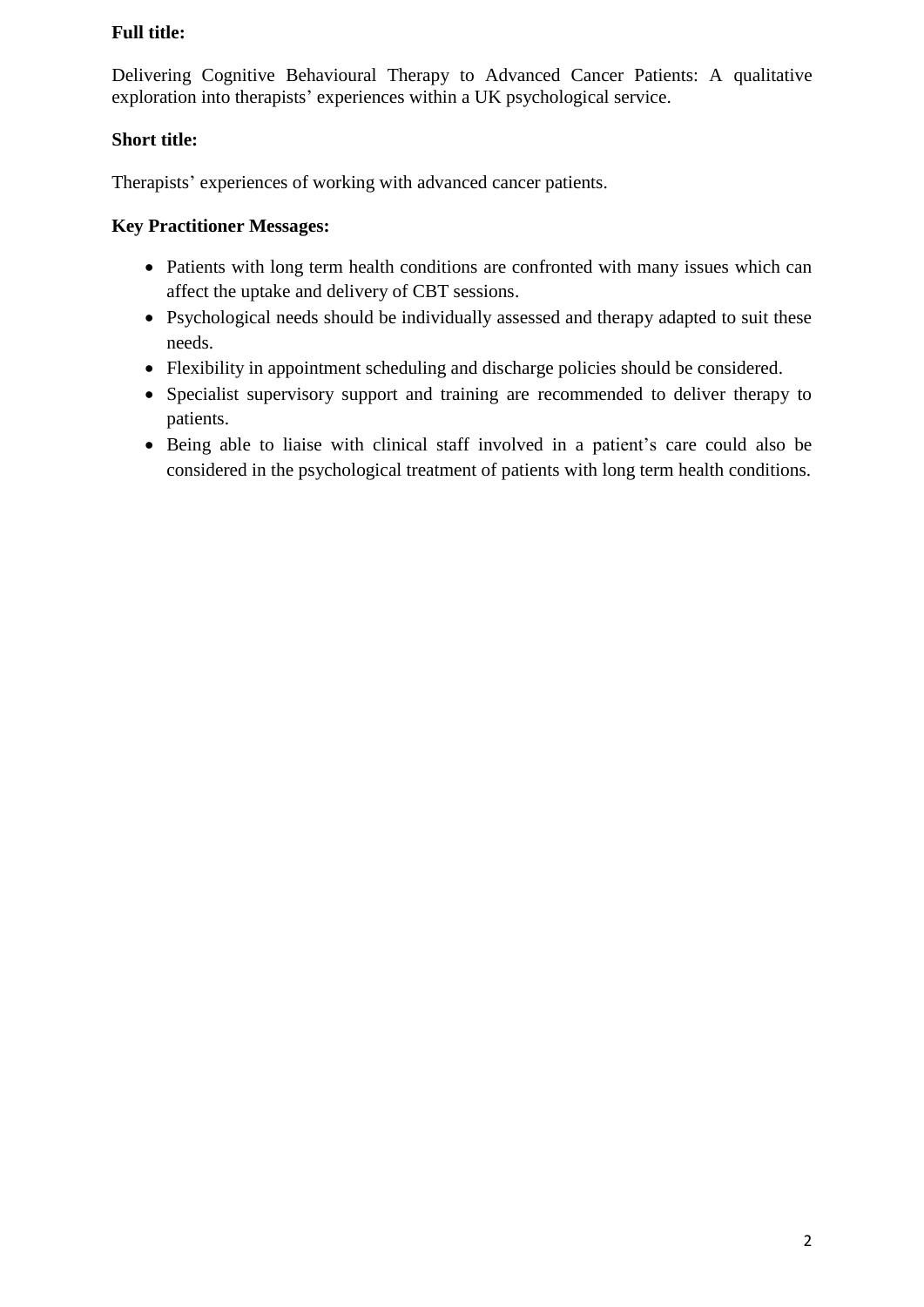**Full title:**

Delivering Cognitive Behavioural Therapy to Advanced Cancer Patients: A qualitative exploration into therapists' experiences within a UK psychological service.

**Short title:**

Therapists' experiences of working with advanced cancer patients.

**Key Practitioner Messages:**

- Patients with long term health conditions are confronted with many issues which can affect the uptake and delivery of CBT sessions.
- Psychological needs should be individually assessed and therapy adapted to suit these needs.
- Flexibility in appointment scheduling and discharge policies should be considered.
- Specialist supervisory support and training are recommended to deliver therapy to patients.
- Being able to liaise with clinical staff involved in a patient's care could also be considered in the psychological treatment of patients with long term health conditions.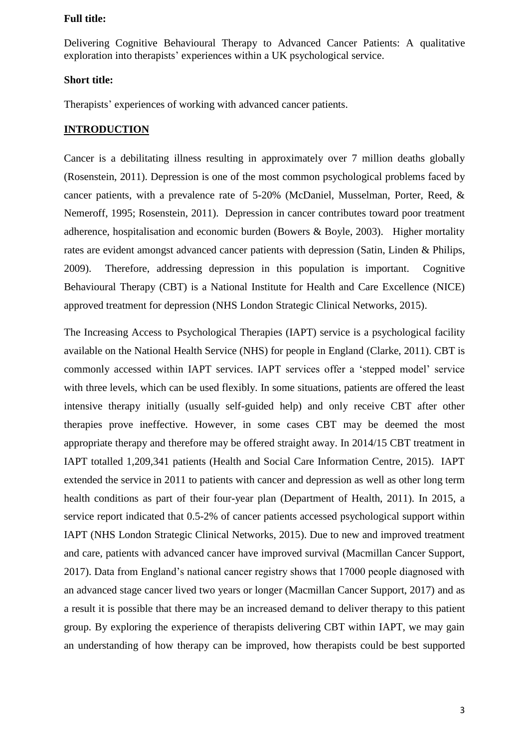**Full title:**

Delivering Cognitive Behavioural Therapy to Advanced Cancer Patients: A qualitative exploration into therapists' experiences within a UK psychological service.

**Short title:**

Therapists' experiences of working with advanced cancer patients.

## INTRODUCTION

Cancer is a debilitating illness resulting in approximately over 7 million deaths globally (Rosenstein, 2011). Depression is one of the most common psychological problems faced by cancer patients, with a prevalence rate of 5-20% (McDaniel, Musselman, Porter, Reed, & Nemeroff, 1995; Rosenstein, 2011). Depression in cancer contributes toward poor treatment adherence, hospitalisation and economic burden (Bowers & Boyle, 2003). Higher mortality rates are evident amongst advanced cancer patients with depression (Satin, Linden & Philips, 2009). Therefore, addressing depression in this population is important. Cognitive Behavioural Therapy (CBT) is a National Institute for Health and Care Excellence (NICE) approved treatment for depression (NHS London Strategic Clinical Networks, 2015).

The Increasing Access to Psychological Therapies (IAPT) service is a psychological facility available on the National Health Service (NHS) for people in England (Clarke, 2011). CBT is commonly accessed within IAPT services. IAPT services offer a 'stepped model' service with three levels, which can be used flexibly. In some situations, patients are offered the least intensive therapy initially (usually self-guided help) and only receive CBT after other therapies prove ineffective. However, in some cases CBT may be deemed the most appropriate therapy and therefore may be offered straight away. In 2014/15 CBT treatment in IAPT totalled 1,209,341 patients (Health and Social Care Information Centre, 2015). IAPT extended the service in 2011 to patients with cancer and depression as well as other long term health conditions as part of their four-year plan (Department of Health, 2011). In 2015, a service report indicated that 0.5-2% of cancer patients accessed psychological support within IAPT (NHS London Strategic Clinical Networks, 2015). Due to new and improved treatment and care, patients with advanced cancer have improved survival (Macmillan Cancer Support, 2017). Data from England's national cancer registry shows that 17000 people diagnosed with an advanced stage cancer lived two years or longer (Macmillan Cancer Support, 2017) and as a result it is possible that there may be an increased demand to deliver therapy to this patient group. By exploring the experience of therapists delivering CBT within IAPT, we may gain an understanding of how therapy can be improved, how therapists could be best supported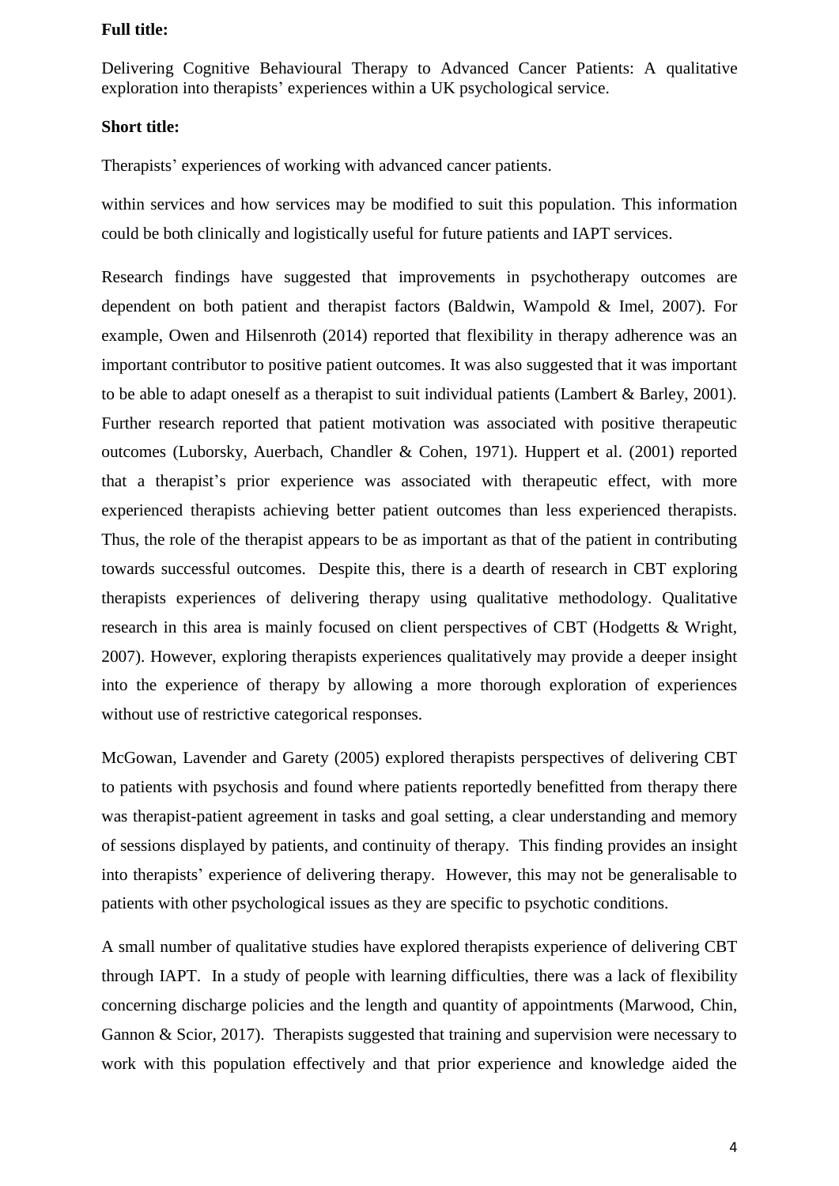**Full title:**

Delivering Cognitive Behavioural Therapy to Advanced Cancer Patients: A qualitative exploration into therapists' experiences within a UK psychological service.

**Short title:**

Therapists' experiences of working with advanced cancer patients.

within services and how services may be modified to suit this population. This information could be both clinically and logistically useful for future patients and IAPT services.

Research findings have suggested that improvements in psychotherapy outcomes are dependent on both patient and therapist factors (Baldwin, Wampold & Imel, 2007). For example, Owen and Hilsenroth (2014) reported that flexibility in therapy adherence was an important contributor to positive patient outcomes. It was also suggested that it was important to be able to adapt oneself as a therapist to suit individual patients (Lambert & Barley, 2001). Further research reported that patient motivation was associated with positive therapeutic outcomes (Luborsky, Auerbach, Chandler & Cohen, 1971). Huppert et al. (2001) reported that a therapist's prior experience was associated with therapeutic effect, with more experienced therapists achieving better patient outcomes than less experienced therapists. Thus, the role of the therapist appears to be as important as that of the patient in contributing towards successful outcomes. Despite this, there is a dearth of research in CBT exploring therapists experiences of delivering therapy using qualitative methodology. Qualitative research in this area is mainly focused on client perspectives of CBT (Hodgetts & Wright, 2007). However, exploring therapists experiences qualitatively may provide a deeper insight into the experience of therapy by allowing a more thorough exploration of experiences without use of restrictive categorical responses.

McGowan, Lavender and Garety (2005) explored therapists perspectives of delivering CBT to patients with psychosis and found where patients reportedly benefitted from therapy there was therapist-patient agreement in tasks and goal setting, a clear understanding and memory of sessions displayed by patients, and continuity of therapy. This finding provides an insight into therapists' experience of delivering therapy. However, this may not be generalisable to patients with other psychological issues as they are specific to psychotic conditions.

A small number of qualitative studies have explored therapists experience of delivering CBT through IAPT. In a study of people with learning difficulties, there was a lack of flexibility concerning discharge policies and the length and quantity of appointments (Marwood, Chin, Gannon & Scior, 2017). Therapists suggested that training and supervision were necessary to work with this population effectively and that prior experience and knowledge aided the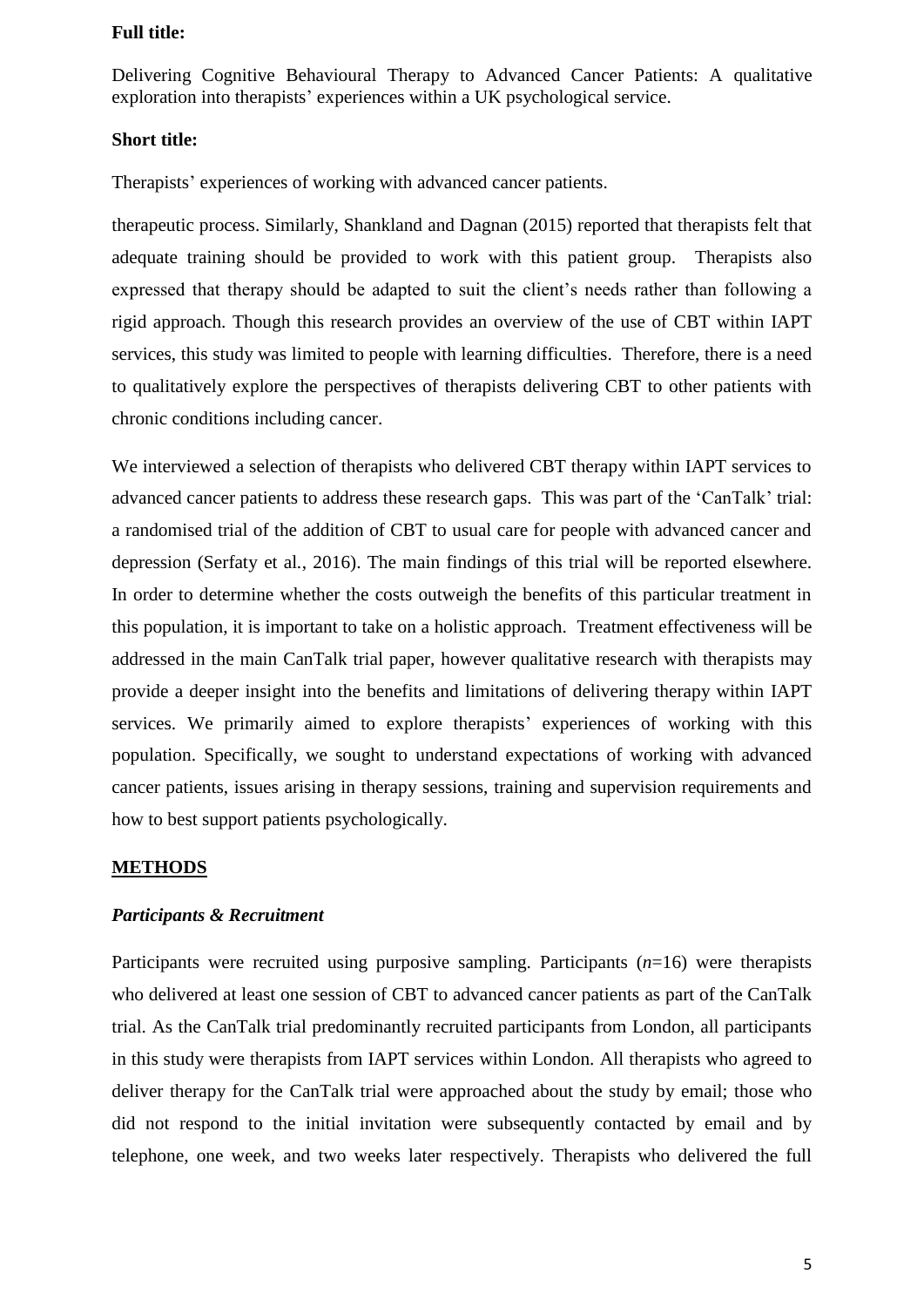**Full title:**

Delivering Cognitive Behavioural Therapy to Advanced Cancer Patients: A qualitative exploration into therapists' experiences within a UK psychological service.

**Short title:**

Therapists' experiences of working with advanced cancer patients.

therapeutic process. Similarly, Shankland and Dagnan (2015) reported that therapists felt that adequate training should be provided to work with this patient group. Therapists also expressed that therapy should be adapted to suit the client's needs rather than following a rigid approach. Though this research provides an overview of the use of CBT within IAPT services, this study was limited to people with learning difficulties. Therefore, there is a need to qualitatively explore the perspectives of therapists delivering CBT to other patients with chronic conditions including cancer.

We interviewed a selection of therapists who delivered CBT therapy within IAPT services to advanced cancer patients to address these research gaps. This was part of the 'CanTalk' trial: a randomised trial of the addition of CBT to usual care for people with advanced cancer and depression (Serfaty et al., 2016). The main findings of this trial will be reported elsewhere. In order to determine whether the costs outweigh the benefits of this particular treatment in this population, it is important to take on a holistic approach. Treatment effectiveness will be addressed in the main CanTalk trial paper, however qualitative research with therapists may provide a deeper insight into the benefits and limitations of delivering therapy within IAPT services. We primarily aimed to explore therapists' experiences of working with this population. Specifically, we sought to understand expectations of working with advanced cancer patients, issues arising in therapy sessions, training and supervision requirements and how to best support patients psychologically.

## METHODS

### *Participants & Recruitment*

Participants were recruited using purposive sampling. Participants ($n$=16) were therapists who delivered at least one session of CBT to advanced cancer patients as part of the CanTalk trial. As the CanTalk trial predominantly recruited participants from London, all participants in this study were therapists from IAPT services within London. All therapists who agreed to deliver therapy for the CanTalk trial were approached about the study by email; those who did not respond to the initial invitation were subsequently contacted by email and by telephone, one week, and two weeks later respectively. Therapists who delivered the full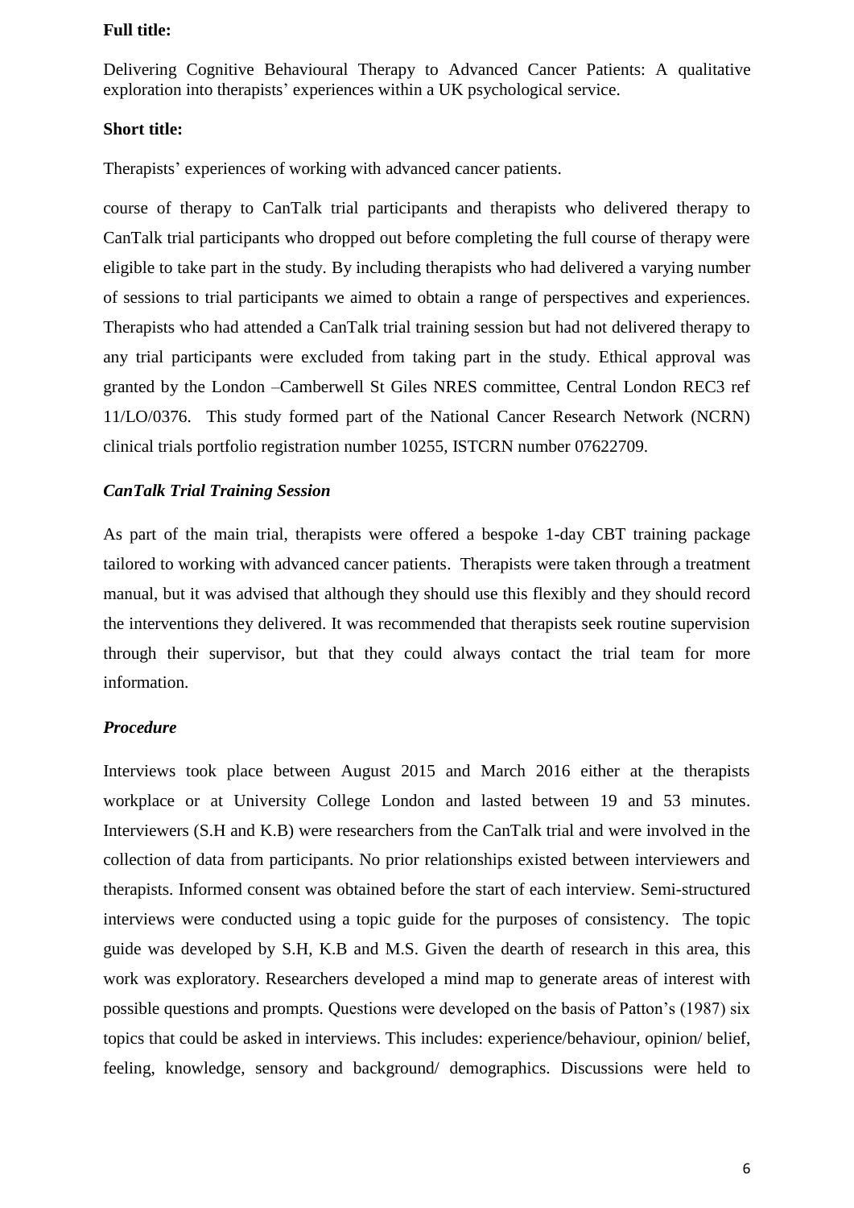**Full title:**

Delivering Cognitive Behavioural Therapy to Advanced Cancer Patients: A qualitative exploration into therapists' experiences within a UK psychological service.

**Short title:**

Therapists' experiences of working with advanced cancer patients.

course of therapy to CanTalk trial participants and therapists who delivered therapy to CanTalk trial participants who dropped out before completing the full course of therapy were eligible to take part in the study. By including therapists who had delivered a varying number of sessions to trial participants we aimed to obtain a range of perspectives and experiences. Therapists who had attended a CanTalk trial training session but had not delivered therapy to any trial participants were excluded from taking part in the study. Ethical approval was granted by the London –Camberwell St Giles NRES committee, Central London REC3 ref 11/LO/0376. This study formed part of the National Cancer Research Network (NCRN) clinical trials portfolio registration number 10255, ISTCRN number 07622709.

### *CanTalk Trial Training Session*

As part of the main trial, therapists were offered a bespoke 1-day CBT training package tailored to working with advanced cancer patients. Therapists were taken through a treatment manual, but it was advised that although they should use this flexibly and they should record the interventions they delivered. It was recommended that therapists seek routine supervision through their supervisor, but that they could always contact the trial team for more information.

### *Procedure*

Interviews took place between August 2015 and March 2016 either at the therapists workplace or at University College London and lasted between 19 and 53 minutes. Interviewers (S.H and K.B) were researchers from the CanTalk trial and were involved in the collection of data from participants. No prior relationships existed between interviewers and therapists. Informed consent was obtained before the start of each interview. Semi-structured interviews were conducted using a topic guide for the purposes of consistency. The topic guide was developed by S.H, K.B and M.S. Given the dearth of research in this area, this work was exploratory. Researchers developed a mind map to generate areas of interest with possible questions and prompts. Questions were developed on the basis of Patton's (1987) six topics that could be asked in interviews. This includes: experience/behaviour, opinion/ belief, feeling, knowledge, sensory and background/ demographics. Discussions were held to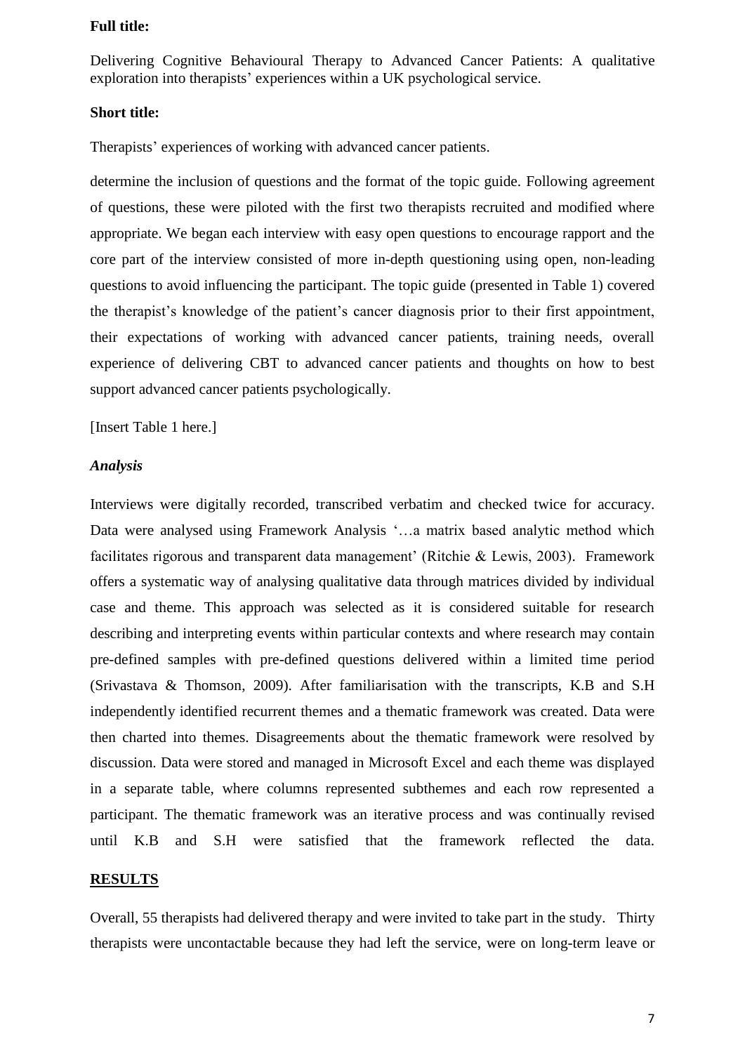**Full title:**

Delivering Cognitive Behavioural Therapy to Advanced Cancer Patients: A qualitative exploration into therapists' experiences within a UK psychological service.

**Short title:**

Therapists' experiences of working with advanced cancer patients.

determine the inclusion of questions and the format of the topic guide. Following agreement of questions, these were piloted with the first two therapists recruited and modified where appropriate. We began each interview with easy open questions to encourage rapport and the core part of the interview consisted of more in-depth questioning using open, non-leading questions to avoid influencing the participant. The topic guide (presented in Table 1) covered the therapist's knowledge of the patient's cancer diagnosis prior to their first appointment, their expectations of working with advanced cancer patients, training needs, overall experience of delivering CBT to advanced cancer patients and thoughts on how to best support advanced cancer patients psychologically.

[Insert Table 1 here.]

### *Analysis*

Interviews were digitally recorded, transcribed verbatim and checked twice for accuracy. Data were analysed using Framework Analysis '…a matrix based analytic method which facilitates rigorous and transparent data management' (Ritchie & Lewis, 2003). Framework offers a systematic way of analysing qualitative data through matrices divided by individual case and theme. This approach was selected as it is considered suitable for research describing and interpreting events within particular contexts and where research may contain pre-defined samples with pre-defined questions delivered within a limited time period (Srivastava & Thomson, 2009). After familiarisation with the transcripts, K.B and S.H independently identified recurrent themes and a thematic framework was created. Data were then charted into themes. Disagreements about the thematic framework were resolved by discussion. Data were stored and managed in Microsoft Excel and each theme was displayed in a separate table, where columns represented subthemes and each row represented a participant. The thematic framework was an iterative process and was continually revised until K.B and S.H were satisfied that the framework reflected the data.

## RESULTS

Overall, 55 therapists had delivered therapy and were invited to take part in the study. Thirty therapists were uncontactable because they had left the service, were on long-term leave or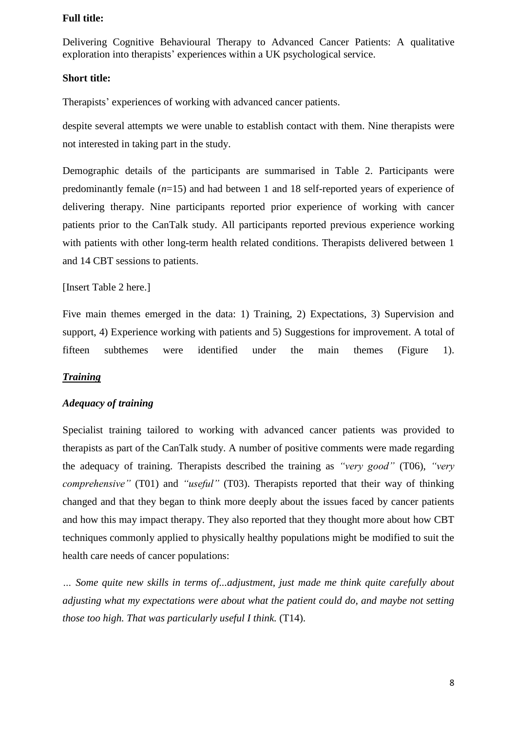**Full title:**

Delivering Cognitive Behavioural Therapy to Advanced Cancer Patients: A qualitative exploration into therapists' experiences within a UK psychological service.

**Short title:**

Therapists' experiences of working with advanced cancer patients.

despite several attempts we were unable to establish contact with them. Nine therapists were not interested in taking part in the study.

Demographic details of the participants are summarised in Table 2. Participants were predominantly female (*n*=15) and had between 1 and 18 self-reported years of experience of delivering therapy. Nine participants reported prior experience of working with cancer patients prior to the CanTalk study. All participants reported previous experience working with patients with other long-term health related conditions. Therapists delivered between 1 and 14 CBT sessions to patients.

[Insert Table 2 here.]

Five main themes emerged in the data: 1) Training, 2) Expectations, 3) Supervision and support, 4) Experience working with patients and 5) Suggestions for improvement. A total of fifteen subthemes were identified under the main themes (Figure 1).

***Training***

***Adequacy of training***

Specialist training tailored to working with advanced cancer patients was provided to therapists as part of the CanTalk study. A number of positive comments were made regarding the adequacy of training. Therapists described the training as *"very good"* (T06), *"very comprehensive"* (T01) and *"useful"* (T03). Therapists reported that their way of thinking changed and that they began to think more deeply about the issues faced by cancer patients and how this may impact therapy. They also reported that they thought more about how CBT techniques commonly applied to physically healthy populations might be modified to suit the health care needs of cancer populations:

*… Some quite new skills in terms of...adjustment, just made me think quite carefully about adjusting what my expectations were about what the patient could do, and maybe not setting those too high. That was particularly useful I think.* (T14).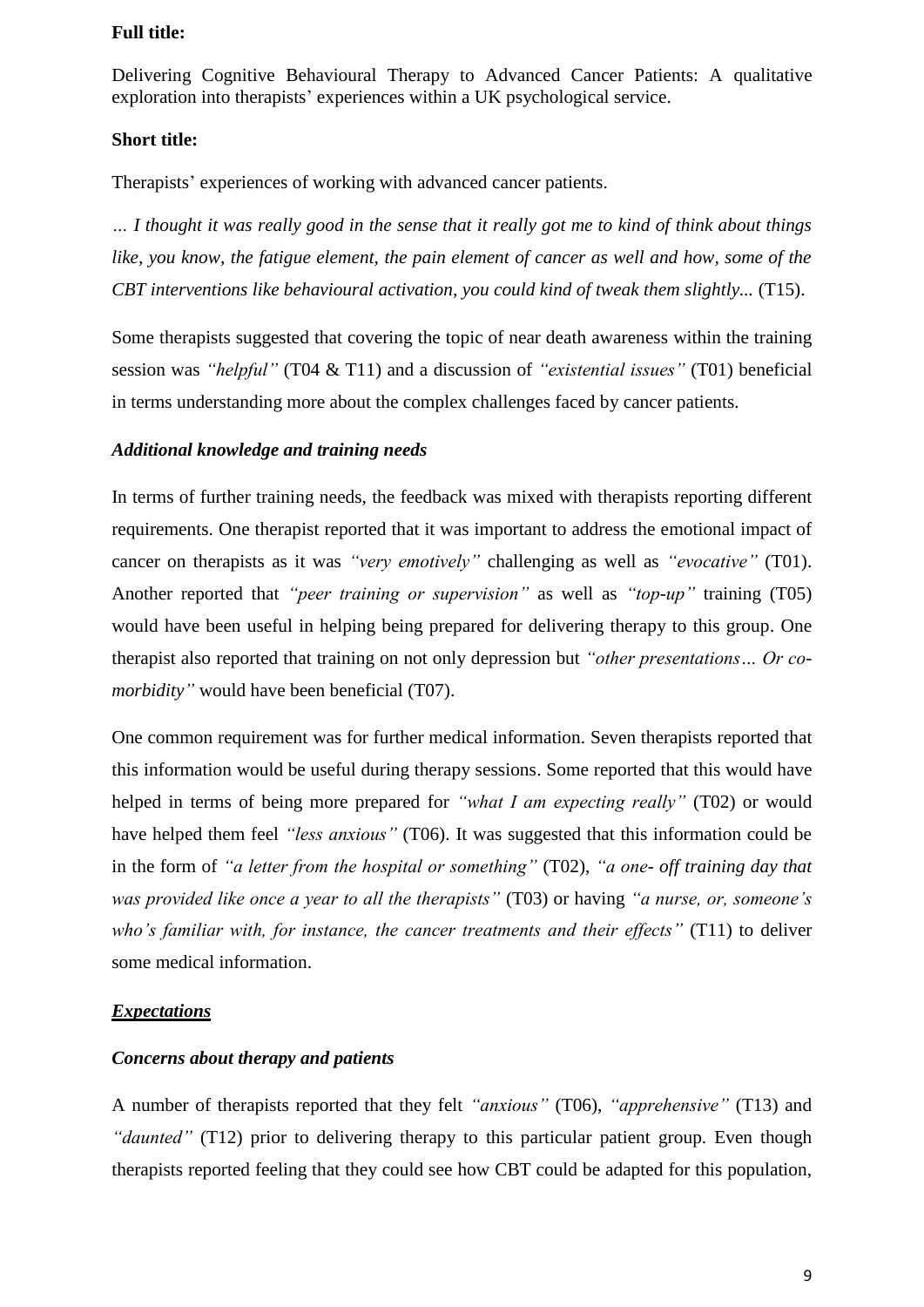**Full title:**

Delivering Cognitive Behavioural Therapy to Advanced Cancer Patients: A qualitative exploration into therapists' experiences within a UK psychological service.

**Short title:**

Therapists' experiences of working with advanced cancer patients.

*… I thought it was really good in the sense that it really got me to kind of think about things like, you know, the fatigue element, the pain element of cancer as well and how, some of the CBT interventions like behavioural activation, you could kind of tweak them slightly...* (T15).

Some therapists suggested that covering the topic of near death awareness within the training session was *"helpful"* (T04 & T11) and a discussion of *"existential issues"* (T01) beneficial in terms understanding more about the complex challenges faced by cancer patients.

***Additional knowledge and training needs***

In terms of further training needs, the feedback was mixed with therapists reporting different requirements. One therapist reported that it was important to address the emotional impact of cancer on therapists as it was *"very emotively"* challenging as well as *"evocative"* (T01). Another reported that *"peer training or supervision"* as well as *"top-up"* training (T05) would have been useful in helping being prepared for delivering therapy to this group. One therapist also reported that training on not only depression but *"other presentations… Or co-morbidity"* would have been beneficial (T07).

One common requirement was for further medical information. Seven therapists reported that this information would be useful during therapy sessions. Some reported that this would have helped in terms of being more prepared for *"what I am expecting really"* (T02) or would have helped them feel *"less anxious"* (T06). It was suggested that this information could be in the form of *"a letter from the hospital or something"* (T02), *"a one- off training day that was provided like once a year to all the therapists"* (T03) or having *"a nurse, or, someone's who's familiar with, for instance, the cancer treatments and their effects"* (T11) to deliver some medical information.

***Expectations***

***Concerns about therapy and patients***

A number of therapists reported that they felt *"anxious"* (T06), *"apprehensive"* (T13) and *"daunted"* (T12) prior to delivering therapy to this particular patient group. Even though therapists reported feeling that they could see how CBT could be adapted for this population,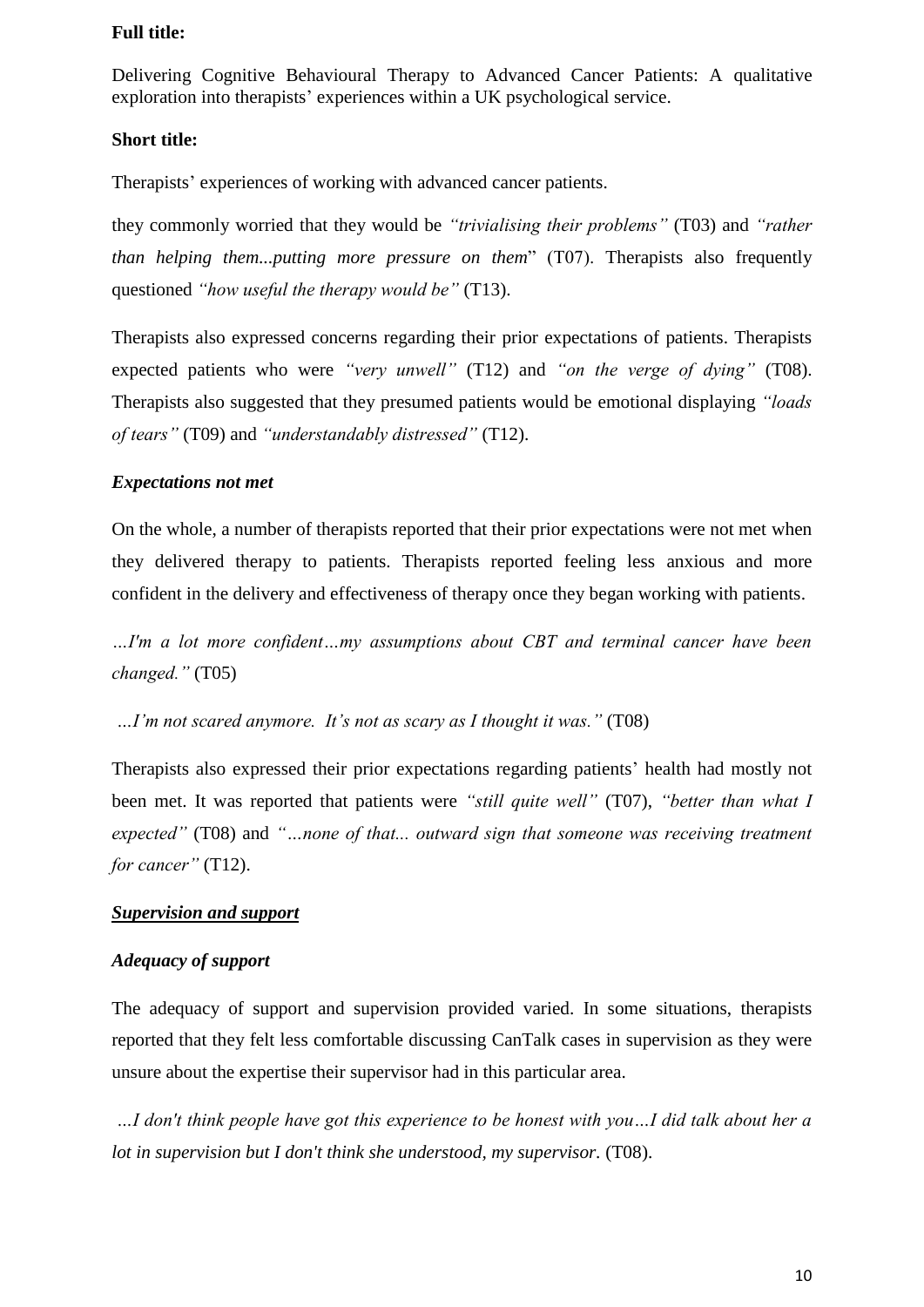**Full title:**

Delivering Cognitive Behavioural Therapy to Advanced Cancer Patients: A qualitative exploration into therapists' experiences within a UK psychological service.

**Short title:**

Therapists' experiences of working with advanced cancer patients.

they commonly worried that they would be *"trivialising their problems"* (T03) and *"rather than helping them...putting more pressure on them*" (T07). Therapists also frequently questioned *"how useful the therapy would be"* (T13).

Therapists also expressed concerns regarding their prior expectations of patients. Therapists expected patients who were *"very unwell"* (T12) and *"on the verge of dying"* (T08). Therapists also suggested that they presumed patients would be emotional displaying *"loads of tears"* (T09) and *"understandably distressed"* (T12).

***Expectations not met***

On the whole, a number of therapists reported that their prior expectations were not met when they delivered therapy to patients. Therapists reported feeling less anxious and more confident in the delivery and effectiveness of therapy once they began working with patients.

*…I'm a lot more confident…my assumptions about CBT and terminal cancer have been changed."* (T05)

*…I'm not scared anymore. It's not as scary as I thought it was."* (T08)

Therapists also expressed their prior expectations regarding patients' health had mostly not been met. It was reported that patients were *"still quite well"* (T07), *"better than what I expected"* (T08) and *"…none of that... outward sign that someone was receiving treatment for cancer"* (T12).

***<u>Supervision and support</u>***

***Adequacy of support***

The adequacy of support and supervision provided varied. In some situations, therapists reported that they felt less comfortable discussing CanTalk cases in supervision as they were unsure about the expertise their supervisor had in this particular area.

*…I don't think people have got this experience to be honest with you…I did talk about her a lot in supervision but I don't think she understood, my supervisor.* (T08).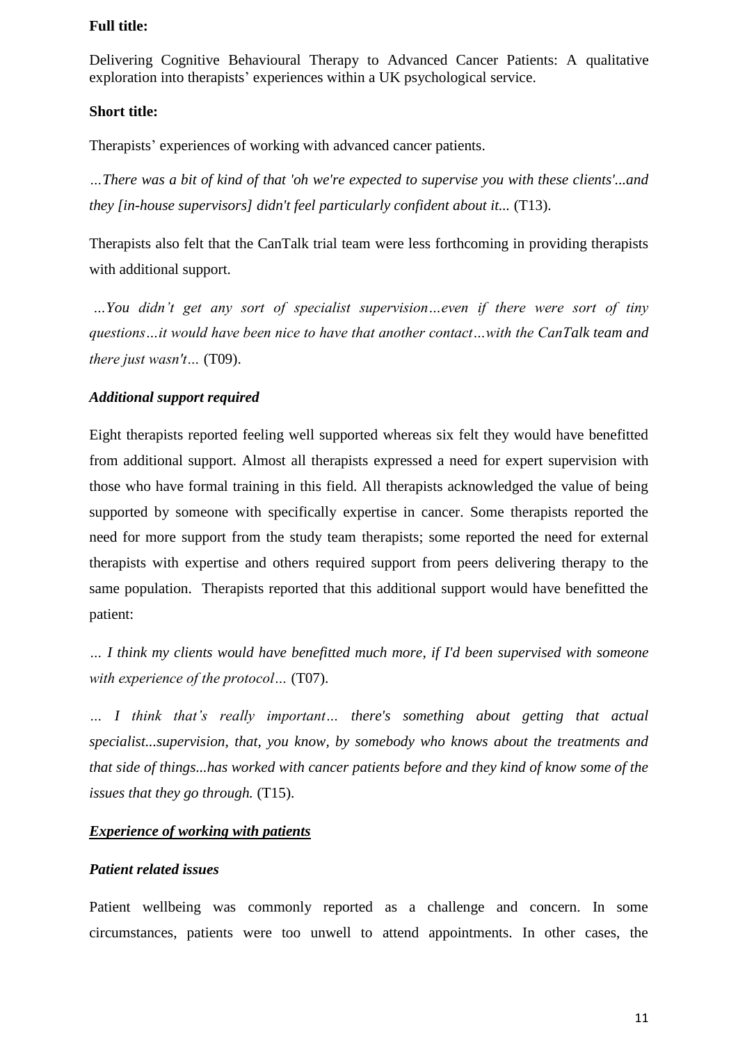**Full title:**

Delivering Cognitive Behavioural Therapy to Advanced Cancer Patients: A qualitative exploration into therapists' experiences within a UK psychological service.

**Short title:**

Therapists' experiences of working with advanced cancer patients.

*…There was a bit of kind of that 'oh we're expected to supervise you with these clients'...and they [in-house supervisors] didn't feel particularly confident about it...* (T13).

Therapists also felt that the CanTalk trial team were less forthcoming in providing therapists with additional support.

*…You didn't get any sort of specialist supervision…even if there were sort of tiny questions…it would have been nice to have that another contact…with the CanTalk team and there just wasn't…* (T09).

### *Additional support required*

Eight therapists reported feeling well supported whereas six felt they would have benefitted from additional support. Almost all therapists expressed a need for expert supervision with those who have formal training in this field. All therapists acknowledged the value of being supported by someone with specifically expertise in cancer. Some therapists reported the need for more support from the study team therapists; some reported the need for external therapists with expertise and others required support from peers delivering therapy to the same population. Therapists reported that this additional support would have benefitted the patient:

*… I think my clients would have benefitted much more, if I'd been supervised with someone with experience of the protocol…* (T07).

*… I think that's really important… there's something about getting that actual specialist...supervision, that, you know, by somebody who knows about the treatments and that side of things...has worked with cancer patients before and they kind of know some of the issues that they go through.* (T15).

## ***Experience of working with patients***

### *Patient related issues*

Patient wellbeing was commonly reported as a challenge and concern. In some circumstances, patients were too unwell to attend appointments. In other cases, the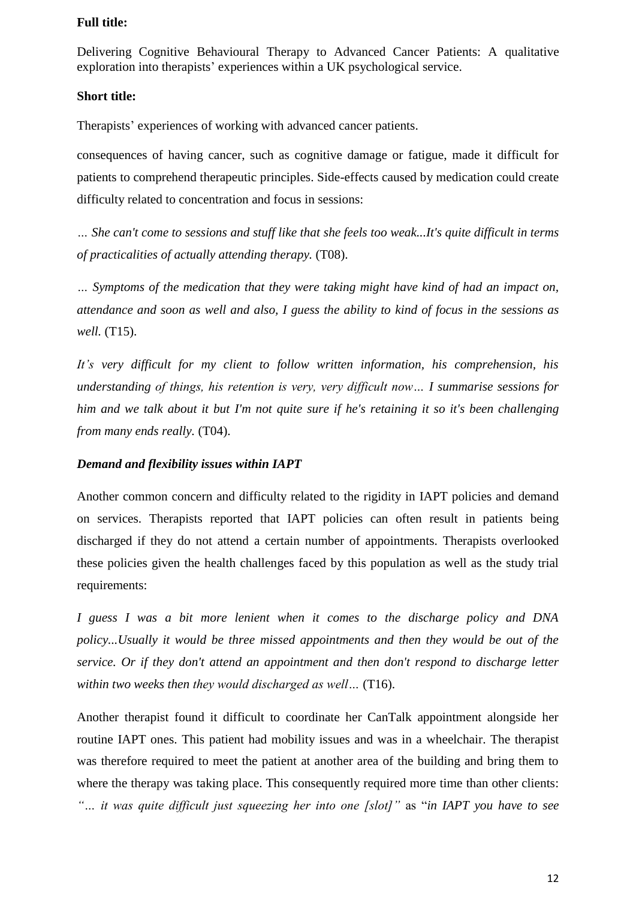**Full title:**

Delivering Cognitive Behavioural Therapy to Advanced Cancer Patients: A qualitative exploration into therapists' experiences within a UK psychological service.

**Short title:**

Therapists' experiences of working with advanced cancer patients.

consequences of having cancer, such as cognitive damage or fatigue, made it difficult for patients to comprehend therapeutic principles. Side-effects caused by medication could create difficulty related to concentration and focus in sessions:

*… She can't come to sessions and stuff like that she feels too weak...It's quite difficult in terms of practicalities of actually attending therapy.* (T08).

*… Symptoms of the medication that they were taking might have kind of had an impact on, attendance and soon as well and also, I guess the ability to kind of focus in the sessions as well.* (T15).

*It's very difficult for my client to follow written information, his comprehension, his understanding of things, his retention is very, very difficult now… I summarise sessions for him and we talk about it but I'm not quite sure if he's retaining it so it's been challenging from many ends really.* (T04).

***Demand and flexibility issues within IAPT***

Another common concern and difficulty related to the rigidity in IAPT policies and demand on services. Therapists reported that IAPT policies can often result in patients being discharged if they do not attend a certain number of appointments. Therapists overlooked these policies given the health challenges faced by this population as well as the study trial requirements:

*I guess I was a bit more lenient when it comes to the discharge policy and DNA policy...Usually it would be three missed appointments and then they would be out of the service. Or if they don't attend an appointment and then don't respond to discharge letter within two weeks then they would discharged as well…* (T16).

Another therapist found it difficult to coordinate her CanTalk appointment alongside her routine IAPT ones. This patient had mobility issues and was in a wheelchair. The therapist was therefore required to meet the patient at another area of the building and bring them to where the therapy was taking place. This consequently required more time than other clients: *"… it was quite difficult just squeezing her into one [slot]"* as "*in IAPT you have to see*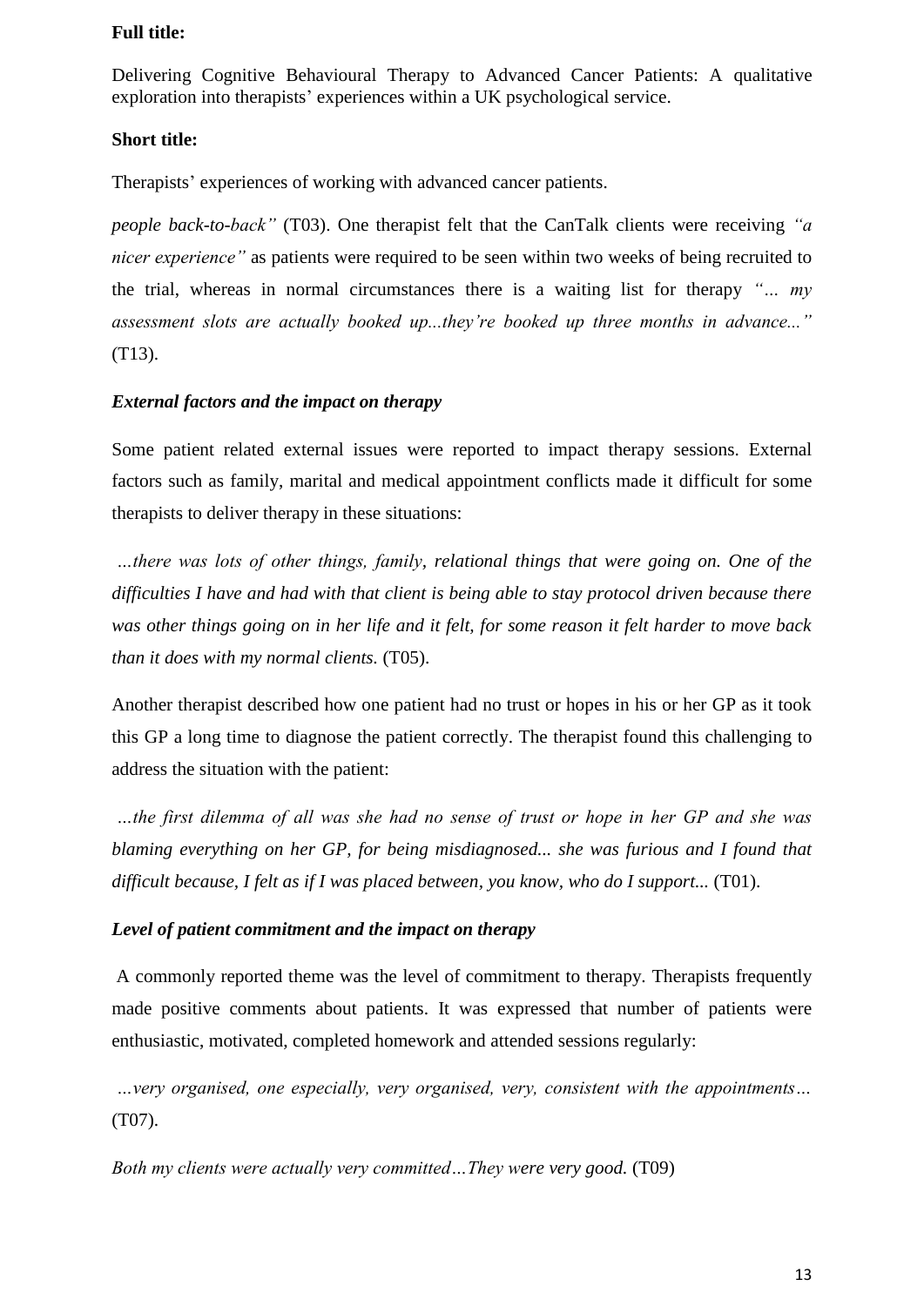**Full title:**

Delivering Cognitive Behavioural Therapy to Advanced Cancer Patients: A qualitative exploration into therapists' experiences within a UK psychological service.

**Short title:**

Therapists' experiences of working with advanced cancer patients.

*people back-to-back"* (T03). One therapist felt that the CanTalk clients were receiving *"a nicer experience"* as patients were required to be seen within two weeks of being recruited to the trial, whereas in normal circumstances there is a waiting list for therapy *"... my assessment slots are actually booked up...they're booked up three months in advance..."* (T13).

### *External factors and the impact on therapy*

Some patient related external issues were reported to impact therapy sessions. External factors such as family, marital and medical appointment conflicts made it difficult for some therapists to deliver therapy in these situations:

*...there was lots of other things, family, relational things that were going on. One of the difficulties I have and had with that client is being able to stay protocol driven because there was other things going on in her life and it felt, for some reason it felt harder to move back than it does with my normal clients.* (T05).

Another therapist described how one patient had no trust or hopes in his or her GP as it took this GP a long time to diagnose the patient correctly. The therapist found this challenging to address the situation with the patient:

*...the first dilemma of all was she had no sense of trust or hope in her GP and she was blaming everything on her GP, for being misdiagnosed... she was furious and I found that difficult because, I felt as if I was placed between, you know, who do I support...* (T01).

### *Level of patient commitment and the impact on therapy*

A commonly reported theme was the level of commitment to therapy. Therapists frequently made positive comments about patients. It was expressed that number of patients were enthusiastic, motivated, completed homework and attended sessions regularly:

*...very organised, one especially, very organised, very, consistent with the appointments...* (T07).

*Both my clients were actually very committed…They were very good.* (T09)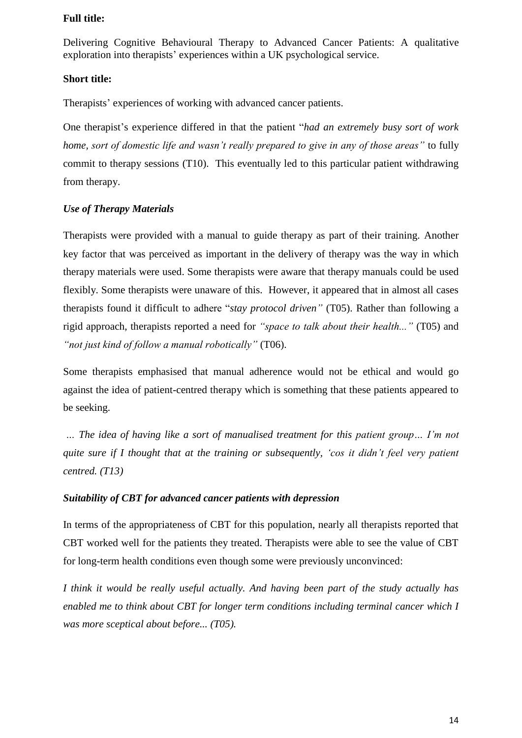**Full title:**

Delivering Cognitive Behavioural Therapy to Advanced Cancer Patients: A qualitative exploration into therapists' experiences within a UK psychological service.

**Short title:**

Therapists' experiences of working with advanced cancer patients.

One therapist's experience differed in that the patient "*had an extremely busy sort of work home, sort of domestic life and wasn't really prepared to give in any of those areas"* to fully commit to therapy sessions (T10). This eventually led to this particular patient withdrawing from therapy.

***Use of Therapy Materials***

Therapists were provided with a manual to guide therapy as part of their training. Another key factor that was perceived as important in the delivery of therapy was the way in which therapy materials were used. Some therapists were aware that therapy manuals could be used flexibly. Some therapists were unaware of this. However, it appeared that in almost all cases therapists found it difficult to adhere "*stay protocol driven"* (T05). Rather than following a rigid approach, therapists reported a need for *"space to talk about their health..."* (T05) and *"not just kind of follow a manual robotically"* (T06).

Some therapists emphasised that manual adherence would not be ethical and would go against the idea of patient-centred therapy which is something that these patients appeared to be seeking.

*... The idea of having like a sort of manualised treatment for this patient group… I'm not quite sure if I thought that at the training or subsequently, 'cos it didn't feel very patient centred. (T13)*

***Suitability of CBT for advanced cancer patients with depression***

In terms of the appropriateness of CBT for this population, nearly all therapists reported that CBT worked well for the patients they treated. Therapists were able to see the value of CBT for long-term health conditions even though some were previously unconvinced:

*I think it would be really useful actually. And having been part of the study actually has enabled me to think about CBT for longer term conditions including terminal cancer which I was more sceptical about before... (T05).*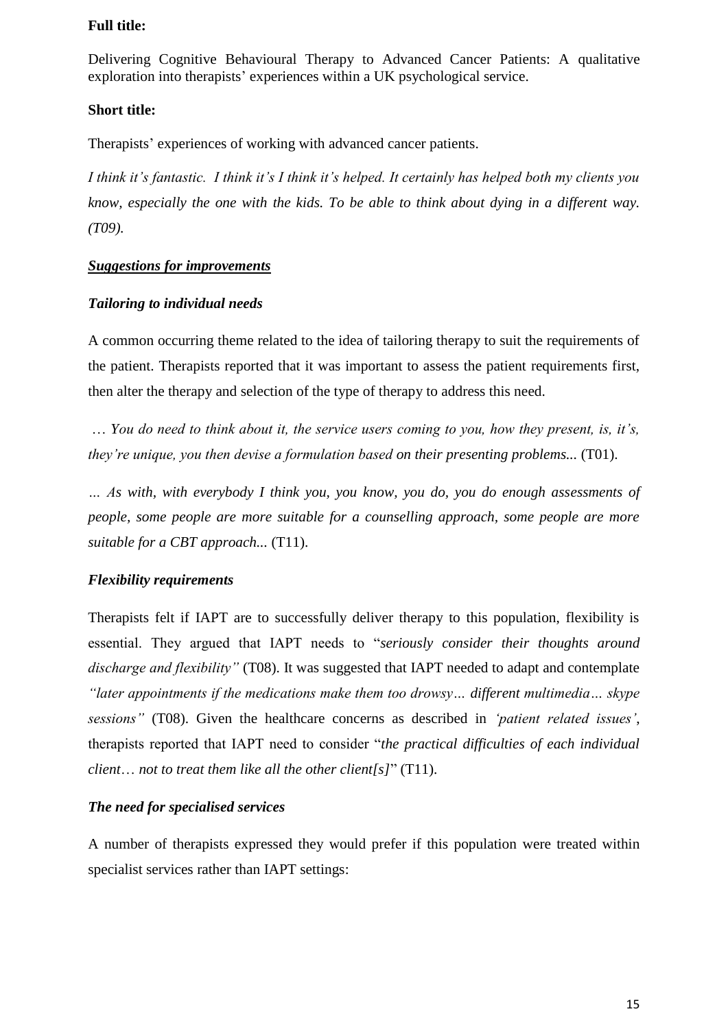**Full title:**

Delivering Cognitive Behavioural Therapy to Advanced Cancer Patients: A qualitative exploration into therapists' experiences within a UK psychological service.

**Short title:**

Therapists' experiences of working with advanced cancer patients.

*I think it's fantastic. I think it's I think it's helped. It certainly has helped both my clients you know, especially the one with the kids. To be able to think about dying in a different way. (T09).*

***Suggestions for improvements***

***Tailoring to individual needs***

A common occurring theme related to the idea of tailoring therapy to suit the requirements of the patient. Therapists reported that it was important to assess the patient requirements first, then alter the therapy and selection of the type of therapy to address this need.

*… You do need to think about it, the service users coming to you, how they present, is, it's, they're unique, you then devise a formulation based on their presenting problems...* (T01).

*… As with, with everybody I think you, you know, you do, you do enough assessments of people, some people are more suitable for a counselling approach, some people are more suitable for a CBT approach...* (T11).

***Flexibility requirements***

Therapists felt if IAPT are to successfully deliver therapy to this population, flexibility is essential. They argued that IAPT needs to "*seriously consider their thoughts around discharge and flexibility"* (T08). It was suggested that IAPT needed to adapt and contemplate *"later appointments if the medications make them too drowsy… different multimedia… skype sessions"* (T08). Given the healthcare concerns as described in *'patient related issues'*, therapists reported that IAPT need to consider "*the practical difficulties of each individual client… not to treat them like all the other client[s]*" (T11).

***The need for specialised services***

A number of therapists expressed they would prefer if this population were treated within specialist services rather than IAPT settings: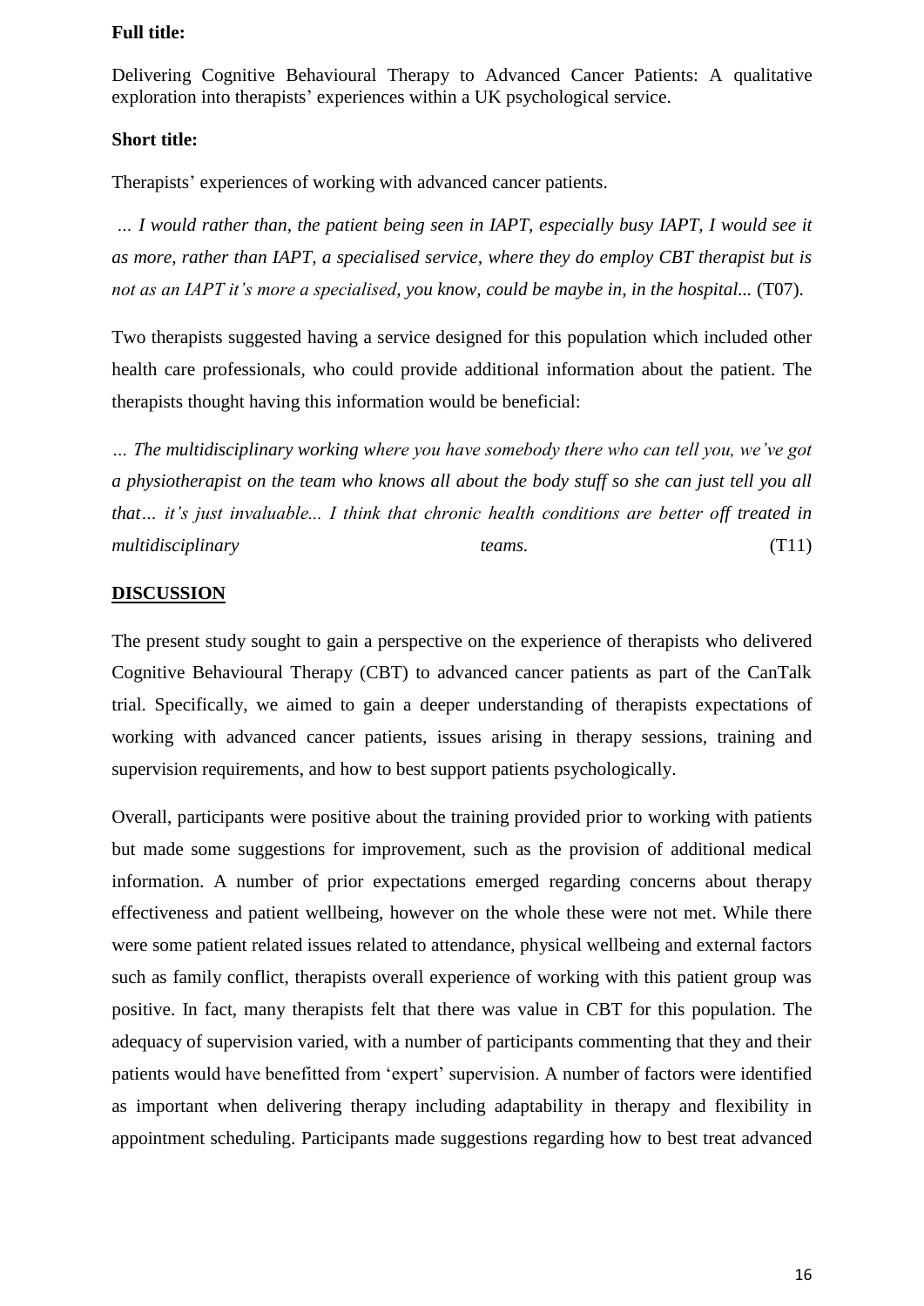**Full title:**

Delivering Cognitive Behavioural Therapy to Advanced Cancer Patients: A qualitative exploration into therapists' experiences within a UK psychological service.

**Short title:**

Therapists' experiences of working with advanced cancer patients.

*... I would rather than, the patient being seen in IAPT, especially busy IAPT, I would see it as more, rather than IAPT, a specialised service, where they do employ CBT therapist but is not as an IAPT it's more a specialised, you know, could be maybe in, in the hospital...* (T07).

Two therapists suggested having a service designed for this population which included other health care professionals, who could provide additional information about the patient. The therapists thought having this information would be beneficial:

*... The multidisciplinary working where you have somebody there who can tell you, we've got a physiotherapist on the team who knows all about the body stuff so she can just tell you all that... it's just invaluable... I think that chronic health conditions are better off treated in multidisciplinary teams.* (T11)

## DISCUSSION

The present study sought to gain a perspective on the experience of therapists who delivered Cognitive Behavioural Therapy (CBT) to advanced cancer patients as part of the CanTalk trial. Specifically, we aimed to gain a deeper understanding of therapists expectations of working with advanced cancer patients, issues arising in therapy sessions, training and supervision requirements, and how to best support patients psychologically.

Overall, participants were positive about the training provided prior to working with patients but made some suggestions for improvement, such as the provision of additional medical information. A number of prior expectations emerged regarding concerns about therapy effectiveness and patient wellbeing, however on the whole these were not met. While there were some patient related issues related to attendance, physical wellbeing and external factors such as family conflict, therapists overall experience of working with this patient group was positive. In fact, many therapists felt that there was value in CBT for this population. The adequacy of supervision varied, with a number of participants commenting that they and their patients would have benefitted from 'expert' supervision. A number of factors were identified as important when delivering therapy including adaptability in therapy and flexibility in appointment scheduling. Participants made suggestions regarding how to best treat advanced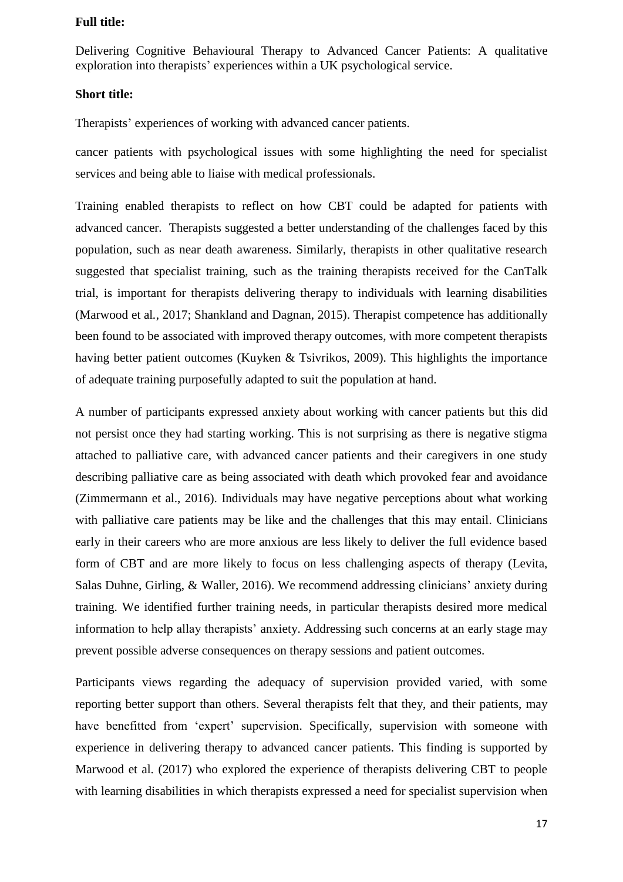**Full title:**

Delivering Cognitive Behavioural Therapy to Advanced Cancer Patients: A qualitative exploration into therapists' experiences within a UK psychological service.

**Short title:**

Therapists' experiences of working with advanced cancer patients.

cancer patients with psychological issues with some highlighting the need for specialist services and being able to liaise with medical professionals.

Training enabled therapists to reflect on how CBT could be adapted for patients with advanced cancer. Therapists suggested a better understanding of the challenges faced by this population, such as near death awareness. Similarly, therapists in other qualitative research suggested that specialist training, such as the training therapists received for the CanTalk trial, is important for therapists delivering therapy to individuals with learning disabilities (Marwood et al., 2017; Shankland and Dagnan, 2015). Therapist competence has additionally been found to be associated with improved therapy outcomes, with more competent therapists having better patient outcomes (Kuyken & Tsivrikos, 2009). This highlights the importance of adequate training purposefully adapted to suit the population at hand.

A number of participants expressed anxiety about working with cancer patients but this did not persist once they had starting working. This is not surprising as there is negative stigma attached to palliative care, with advanced cancer patients and their caregivers in one study describing palliative care as being associated with death which provoked fear and avoidance (Zimmermann et al., 2016). Individuals may have negative perceptions about what working with palliative care patients may be like and the challenges that this may entail. Clinicians early in their careers who are more anxious are less likely to deliver the full evidence based form of CBT and are more likely to focus on less challenging aspects of therapy (Levita, Salas Duhne, Girling, & Waller, 2016). We recommend addressing clinicians' anxiety during training. We identified further training needs, in particular therapists desired more medical information to help allay therapists' anxiety. Addressing such concerns at an early stage may prevent possible adverse consequences on therapy sessions and patient outcomes.

Participants views regarding the adequacy of supervision provided varied, with some reporting better support than others. Several therapists felt that they, and their patients, may have benefitted from 'expert' supervision. Specifically, supervision with someone with experience in delivering therapy to advanced cancer patients. This finding is supported by Marwood et al. (2017) who explored the experience of therapists delivering CBT to people with learning disabilities in which therapists expressed a need for specialist supervision when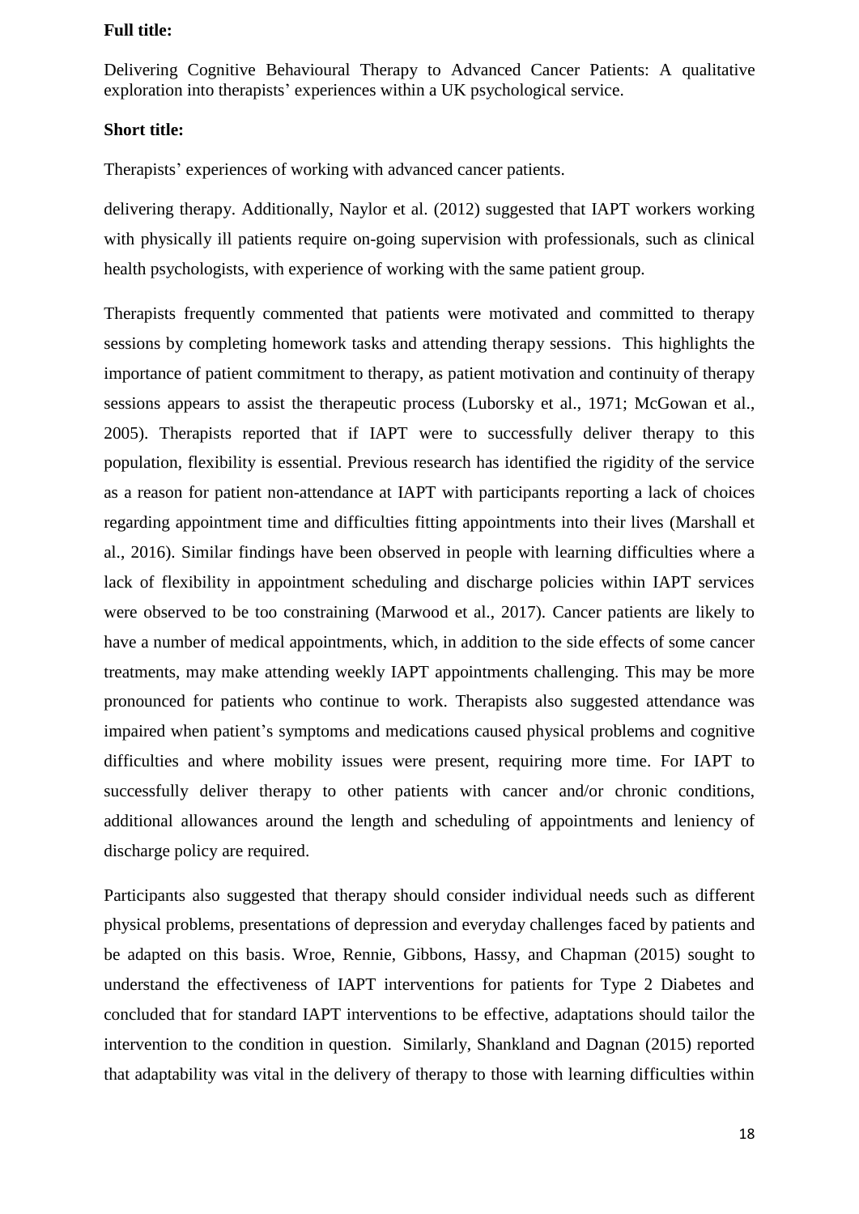**Full title:**

Delivering Cognitive Behavioural Therapy to Advanced Cancer Patients: A qualitative exploration into therapists' experiences within a UK psychological service.

**Short title:**

Therapists' experiences of working with advanced cancer patients.

delivering therapy. Additionally, Naylor et al. (2012) suggested that IAPT workers working with physically ill patients require on-going supervision with professionals, such as clinical health psychologists, with experience of working with the same patient group.

Therapists frequently commented that patients were motivated and committed to therapy sessions by completing homework tasks and attending therapy sessions. This highlights the importance of patient commitment to therapy, as patient motivation and continuity of therapy sessions appears to assist the therapeutic process (Luborsky et al., 1971; McGowan et al., 2005). Therapists reported that if IAPT were to successfully deliver therapy to this population, flexibility is essential. Previous research has identified the rigidity of the service as a reason for patient non-attendance at IAPT with participants reporting a lack of choices regarding appointment time and difficulties fitting appointments into their lives (Marshall et al., 2016). Similar findings have been observed in people with learning difficulties where a lack of flexibility in appointment scheduling and discharge policies within IAPT services were observed to be too constraining (Marwood et al., 2017). Cancer patients are likely to have a number of medical appointments, which, in addition to the side effects of some cancer treatments, may make attending weekly IAPT appointments challenging. This may be more pronounced for patients who continue to work. Therapists also suggested attendance was impaired when patient's symptoms and medications caused physical problems and cognitive difficulties and where mobility issues were present, requiring more time. For IAPT to successfully deliver therapy to other patients with cancer and/or chronic conditions, additional allowances around the length and scheduling of appointments and leniency of discharge policy are required.

Participants also suggested that therapy should consider individual needs such as different physical problems, presentations of depression and everyday challenges faced by patients and be adapted on this basis. Wroe, Rennie, Gibbons, Hassy, and Chapman (2015) sought to understand the effectiveness of IAPT interventions for patients for Type 2 Diabetes and concluded that for standard IAPT interventions to be effective, adaptations should tailor the intervention to the condition in question. Similarly, Shankland and Dagnan (2015) reported that adaptability was vital in the delivery of therapy to those with learning difficulties within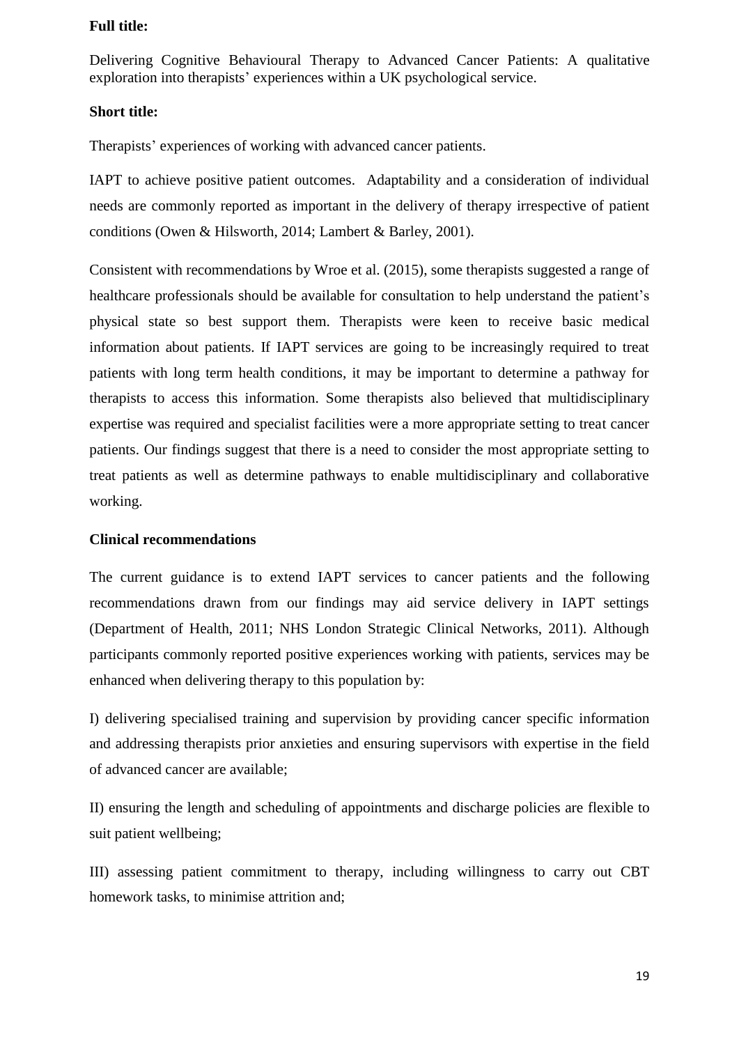**Full title:**

Delivering Cognitive Behavioural Therapy to Advanced Cancer Patients: A qualitative exploration into therapists' experiences within a UK psychological service.

**Short title:**

Therapists' experiences of working with advanced cancer patients.

IAPT to achieve positive patient outcomes. Adaptability and a consideration of individual needs are commonly reported as important in the delivery of therapy irrespective of patient conditions (Owen & Hilsworth, 2014; Lambert & Barley, 2001).

Consistent with recommendations by Wroe et al. (2015), some therapists suggested a range of healthcare professionals should be available for consultation to help understand the patient's physical state so best support them. Therapists were keen to receive basic medical information about patients. If IAPT services are going to be increasingly required to treat patients with long term health conditions, it may be important to determine a pathway for therapists to access this information. Some therapists also believed that multidisciplinary expertise was required and specialist facilities were a more appropriate setting to treat cancer patients. Our findings suggest that there is a need to consider the most appropriate setting to treat patients as well as determine pathways to enable multidisciplinary and collaborative working.

**Clinical recommendations**

The current guidance is to extend IAPT services to cancer patients and the following recommendations drawn from our findings may aid service delivery in IAPT settings (Department of Health, 2011; NHS London Strategic Clinical Networks, 2011). Although participants commonly reported positive experiences working with patients, services may be enhanced when delivering therapy to this population by:

I) delivering specialised training and supervision by providing cancer specific information and addressing therapists prior anxieties and ensuring supervisors with expertise in the field of advanced cancer are available;

II) ensuring the length and scheduling of appointments and discharge policies are flexible to suit patient wellbeing;

III) assessing patient commitment to therapy, including willingness to carry out CBT homework tasks, to minimise attrition and;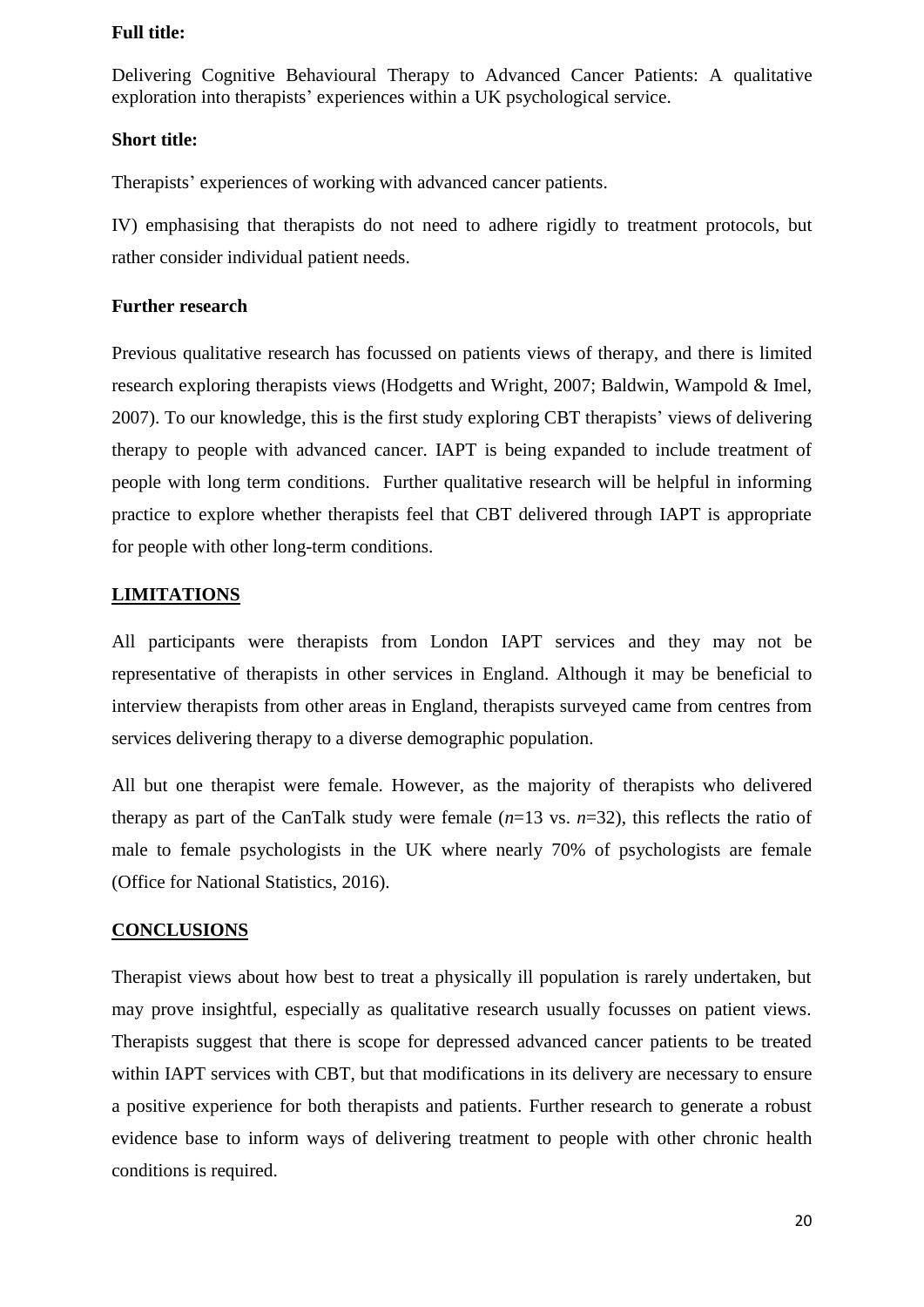**Full title:**

Delivering Cognitive Behavioural Therapy to Advanced Cancer Patients: A qualitative exploration into therapists' experiences within a UK psychological service.

**Short title:**

Therapists' experiences of working with advanced cancer patients.

IV) emphasising that therapists do not need to adhere rigidly to treatment protocols, but rather consider individual patient needs.

**Further research**

Previous qualitative research has focussed on patients views of therapy, and there is limited research exploring therapists views (Hodgetts and Wright, 2007; Baldwin, Wampold & Imel, 2007). To our knowledge, this is the first study exploring CBT therapists' views of delivering therapy to people with advanced cancer. IAPT is being expanded to include treatment of people with long term conditions. Further qualitative research will be helpful in informing practice to explore whether therapists feel that CBT delivered through IAPT is appropriate for people with other long-term conditions.

## LIMITATIONS

All participants were therapists from London IAPT services and they may not be representative of therapists in other services in England. Although it may be beneficial to interview therapists from other areas in England, therapists surveyed came from centres from services delivering therapy to a diverse demographic population.

All but one therapist were female. However, as the majority of therapists who delivered therapy as part of the CanTalk study were female (*n*=13 vs. *n*=32), this reflects the ratio of male to female psychologists in the UK where nearly 70% of psychologists are female (Office for National Statistics, 2016).

## CONCLUSIONS

Therapist views about how best to treat a physically ill population is rarely undertaken, but may prove insightful, especially as qualitative research usually focusses on patient views. Therapists suggest that there is scope for depressed advanced cancer patients to be treated within IAPT services with CBT, but that modifications in its delivery are necessary to ensure a positive experience for both therapists and patients. Further research to generate a robust evidence base to inform ways of delivering treatment to people with other chronic health conditions is required.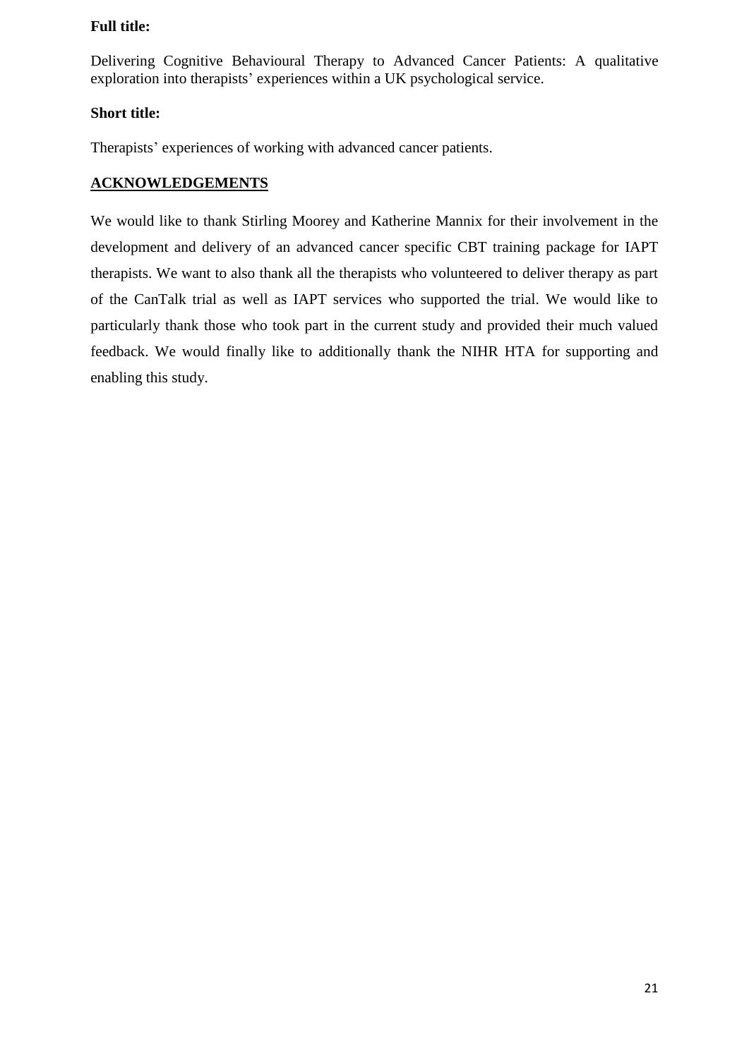**Full title:**

Delivering Cognitive Behavioural Therapy to Advanced Cancer Patients: A qualitative exploration into therapists' experiences within a UK psychological service.

**Short title:**

Therapists' experiences of working with advanced cancer patients.

## ACKNOWLEDGEMENTS

We would like to thank Stirling Moorey and Katherine Mannix for their involvement in the development and delivery of an advanced cancer specific CBT training package for IAPT therapists. We want to also thank all the therapists who volunteered to deliver therapy as part of the CanTalk trial as well as IAPT services who supported the trial. We would like to particularly thank those who took part in the current study and provided their much valued feedback. We would finally like to additionally thank the NIHR HTA for supporting and enabling this study.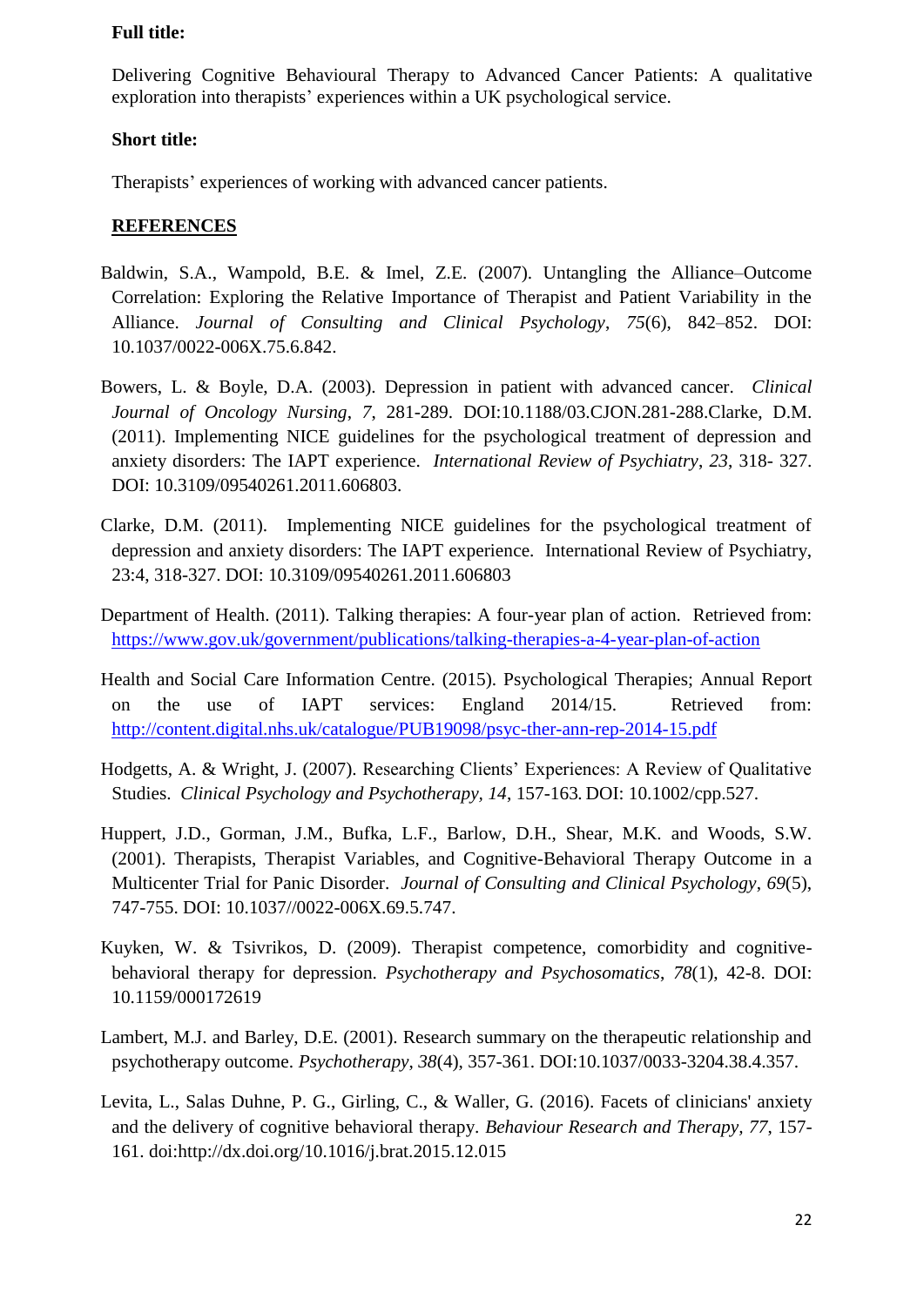**Full title:**

Delivering Cognitive Behavioural Therapy to Advanced Cancer Patients: A qualitative exploration into therapists' experiences within a UK psychological service.

**Short title:**

Therapists' experiences of working with advanced cancer patients.

## REFERENCES

Baldwin, S.A., Wampold, B.E. & Imel, Z.E. (2007). Untangling the Alliance–Outcome Correlation: Exploring the Relative Importance of Therapist and Patient Variability in the Alliance. *Journal of Consulting and Clinical Psychology*, *75*(6), 842–852. DOI: 10.1037/0022-006X.75.6.842.

Bowers, L. & Boyle, D.A. (2003). Depression in patient with advanced cancer. *Clinical Journal of Oncology Nursing*, *7*, 281-289. DOI:10.1188/03.CJON.281-288.Clarke, D.M. (2011). Implementing NICE guidelines for the psychological treatment of depression and anxiety disorders: The IAPT experience. *International Review of Psychiatry*, *23*, 318- 327. DOI: 10.3109/09540261.2011.606803.

Clarke, D.M. (2011). Implementing NICE guidelines for the psychological treatment of depression and anxiety disorders: The IAPT experience. International Review of Psychiatry, 23:4, 318-327. DOI: 10.3109/09540261.2011.606803

Department of Health. (2011). Talking therapies: A four-year plan of action. Retrieved from: https://www.gov.uk/government/publications/talking-therapies-a-4-year-plan-of-action

Health and Social Care Information Centre. (2015). Psychological Therapies; Annual Report on the use of IAPT services: England 2014/15. Retrieved from: http://content.digital.nhs.uk/catalogue/PUB19098/psyc-ther-ann-rep-2014-15.pdf

Hodgetts, A. & Wright, J. (2007). Researching Clients' Experiences: A Review of Qualitative Studies. *Clinical Psychology and Psychotherapy, 14*, 157-163*.* DOI: 10.1002/cpp.527.

Huppert, J.D., Gorman, J.M., Bufka, L.F., Barlow, D.H., Shear, M.K. and Woods, S.W. (2001). Therapists, Therapist Variables, and Cognitive-Behavioral Therapy Outcome in a Multicenter Trial for Panic Disorder. *Journal of Consulting and Clinical Psychology*, *69*(5), 747-755. DOI: 10.1037//0022-006X.69.5.747.

Kuyken, W. & Tsivrikos, D. (2009). Therapist competence, comorbidity and cognitive-behavioral therapy for depression. *Psychotherapy and Psychosomatics*, *78*(1), 42-8. DOI: 10.1159/000172619

Lambert, M.J. and Barley, D.E. (2001). Research summary on the therapeutic relationship and psychotherapy outcome. *Psychotherapy*, *38*(4), 357-361. DOI:10.1037/0033-3204.38.4.357.

Levita, L., Salas Duhne, P. G., Girling, C., & Waller, G. (2016). Facets of clinicians' anxiety and the delivery of cognitive behavioral therapy. *Behaviour Research and Therapy*, *77*, 157-161. doi:http://dx.doi.org/10.1016/j.brat.2015.12.015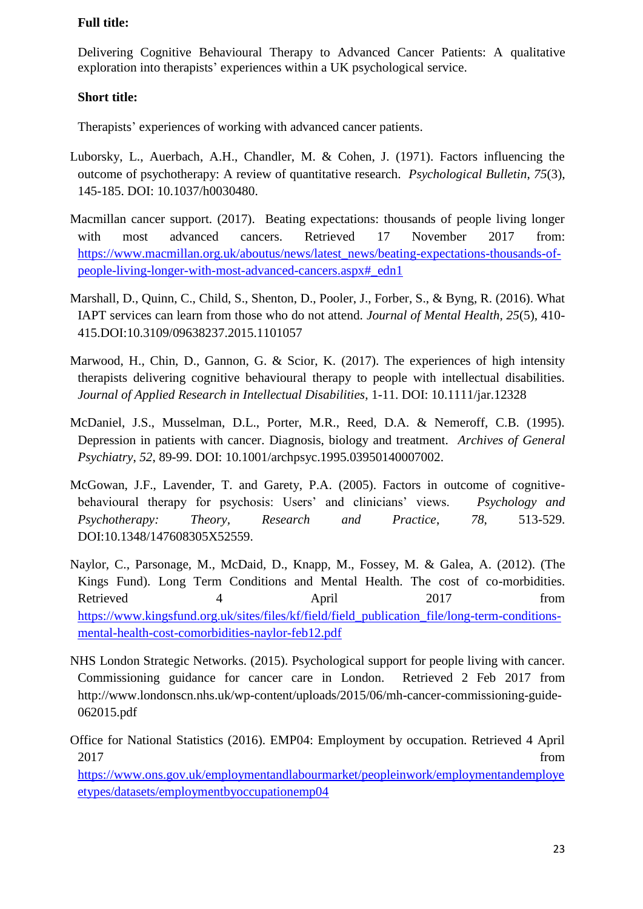**Full title:**

Delivering Cognitive Behavioural Therapy to Advanced Cancer Patients: A qualitative exploration into therapists' experiences within a UK psychological service.

**Short title:**

Therapists' experiences of working with advanced cancer patients.

Luborsky, L., Auerbach, A.H., Chandler, M. & Cohen, J. (1971). Factors influencing the outcome of psychotherapy: A review of quantitative research. *Psychological Bulletin*, *75*(3), 145-185. DOI: 10.1037/h0030480.

Macmillan cancer support. (2017). Beating expectations: thousands of people living longer with most advanced cancers. Retrieved 17 November 2017 from: https://www.macmillan.org.uk/aboutus/news/latest_news/beating-expectations-thousands-of-people-living-longer-with-most-advanced-cancers.aspx#_edn1

Marshall, D., Quinn, C., Child, S., Shenton, D., Pooler, J., Forber, S., & Byng, R. (2016). What IAPT services can learn from those who do not attend. *Journal of Mental Health, 25*(5), 410-415.DOI:10.3109/09638237.2015.1101057

Marwood, H., Chin, D., Gannon, G. & Scior, K. (2017). The experiences of high intensity therapists delivering cognitive behavioural therapy to people with intellectual disabilities. *Journal of Applied Research in Intellectual Disabilities*, 1-11. DOI: 10.1111/jar.12328

McDaniel, J.S., Musselman, D.L., Porter, M.R., Reed, D.A. & Nemeroff, C.B. (1995). Depression in patients with cancer. Diagnosis, biology and treatment. *Archives of General Psychiatry*, *52*, 89-99. DOI: 10.1001/archpsyc.1995.03950140007002.

McGowan, J.F., Lavender, T. and Garety, P.A. (2005). Factors in outcome of cognitive-behavioural therapy for psychosis: Users' and clinicians' views. *Psychology and Psychotherapy: Theory, Research and Practice*, *78*, 513-529. DOI:10.1348/147608305X52559.

Naylor, C., Parsonage, M., McDaid, D., Knapp, M., Fossey, M. & Galea, A. (2012). (The Kings Fund). Long Term Conditions and Mental Health. The cost of co-morbidities. Retrieved 4 April 2017 from https://www.kingsfund.org.uk/sites/files/kf/field/field_publication_file/long-term-conditions-mental-health-cost-comorbidities-naylor-feb12.pdf

NHS London Strategic Networks. (2015). Psychological support for people living with cancer. Commissioning guidance for cancer care in London. Retrieved 2 Feb 2017 from http://www.londonscn.nhs.uk/wp-content/uploads/2015/06/mh-cancer-commissioning-guide-062015.pdf

Office for National Statistics (2016). EMP04: Employment by occupation. Retrieved 4 April 2017 from https://www.ons.gov.uk/employmentandlabourmarket/peopleinwork/employmentandemployeetypes/datasets/employmentbyoccupationemp04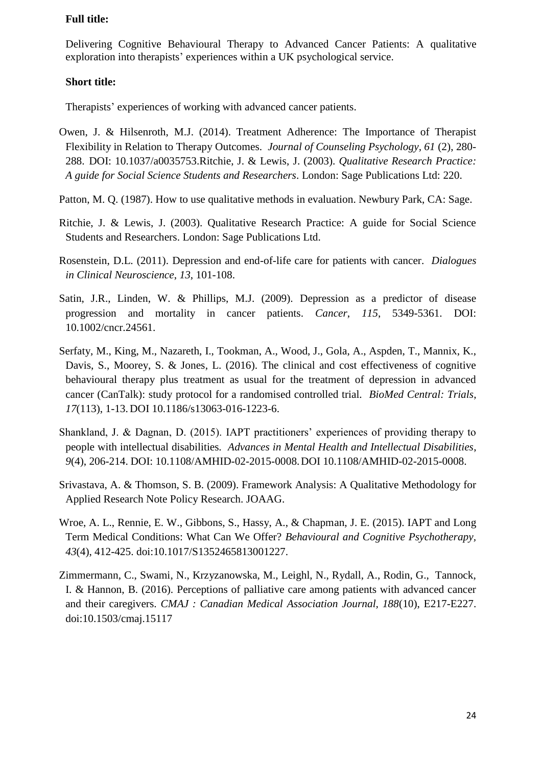**Full title:**

Delivering Cognitive Behavioural Therapy to Advanced Cancer Patients: A qualitative exploration into therapists' experiences within a UK psychological service.

**Short title:**

Therapists' experiences of working with advanced cancer patients.

Owen, J. & Hilsenroth, M.J. (2014). Treatment Adherence: The Importance of Therapist Flexibility in Relation to Therapy Outcomes. *Journal of Counseling Psychology, 61* (2), 280-288. DOI: 10.1037/a0035753.Ritchie, J. & Lewis, J. (2003). *Qualitative Research Practice: A guide for Social Science Students and Researchers*. London: Sage Publications Ltd: 220.

Patton, M. Q. (1987). How to use qualitative methods in evaluation. Newbury Park, CA: Sage.

Ritchie, J. & Lewis, J. (2003). Qualitative Research Practice: A guide for Social Science Students and Researchers. London: Sage Publications Ltd.

Rosenstein, D.L. (2011). Depression and end-of-life care for patients with cancer. *Dialogues in Clinical Neuroscience*, *13*, 101-108.

Satin, J.R., Linden, W. & Phillips, M.J. (2009). Depression as a predictor of disease progression and mortality in cancer patients. *Cancer*, *115*, 5349-5361. DOI: 10.1002/cncr.24561.

Serfaty, M., King, M., Nazareth, I., Tookman, A., Wood, J., Gola, A., Aspden, T., Mannix, K., Davis, S., Moorey, S. & Jones, L. (2016). The clinical and cost effectiveness of cognitive behavioural therapy plus treatment as usual for the treatment of depression in advanced cancer (CanTalk): study protocol for a randomised controlled trial. *BioMed Central: Trials*, *17*(113), 1-13. DOI 10.1186/s13063-016-1223-6.

Shankland, J. & Dagnan, D. (2015). IAPT practitioners' experiences of providing therapy to people with intellectual disabilities. *Advances in Mental Health and Intellectual Disabilities*, *9*(4), 206-214. DOI: 10.1108/AMHID-02-2015-0008. DOI 10.1108/AMHID-02-2015-0008.

Srivastava, A. & Thomson, S. B. (2009). Framework Analysis: A Qualitative Methodology for Applied Research Note Policy Research. JOAAG.

Wroe, A. L., Rennie, E. W., Gibbons, S., Hassy, A., & Chapman, J. E. (2015). IAPT and Long Term Medical Conditions: What Can We Offer? *Behavioural and Cognitive Psychotherapy*, *43*(4), 412-425. doi:10.1017/S1352465813001227.

Zimmermann, C., Swami, N., Krzyzanowska, M., Leighl, N., Rydall, A., Rodin, G., Tannock, I. & Hannon, B. (2016). Perceptions of palliative care among patients with advanced cancer and their caregivers. *CMAJ : Canadian Medical Association Journal, 188*(10), E217-E227. doi:10.1503/cmaj.15117